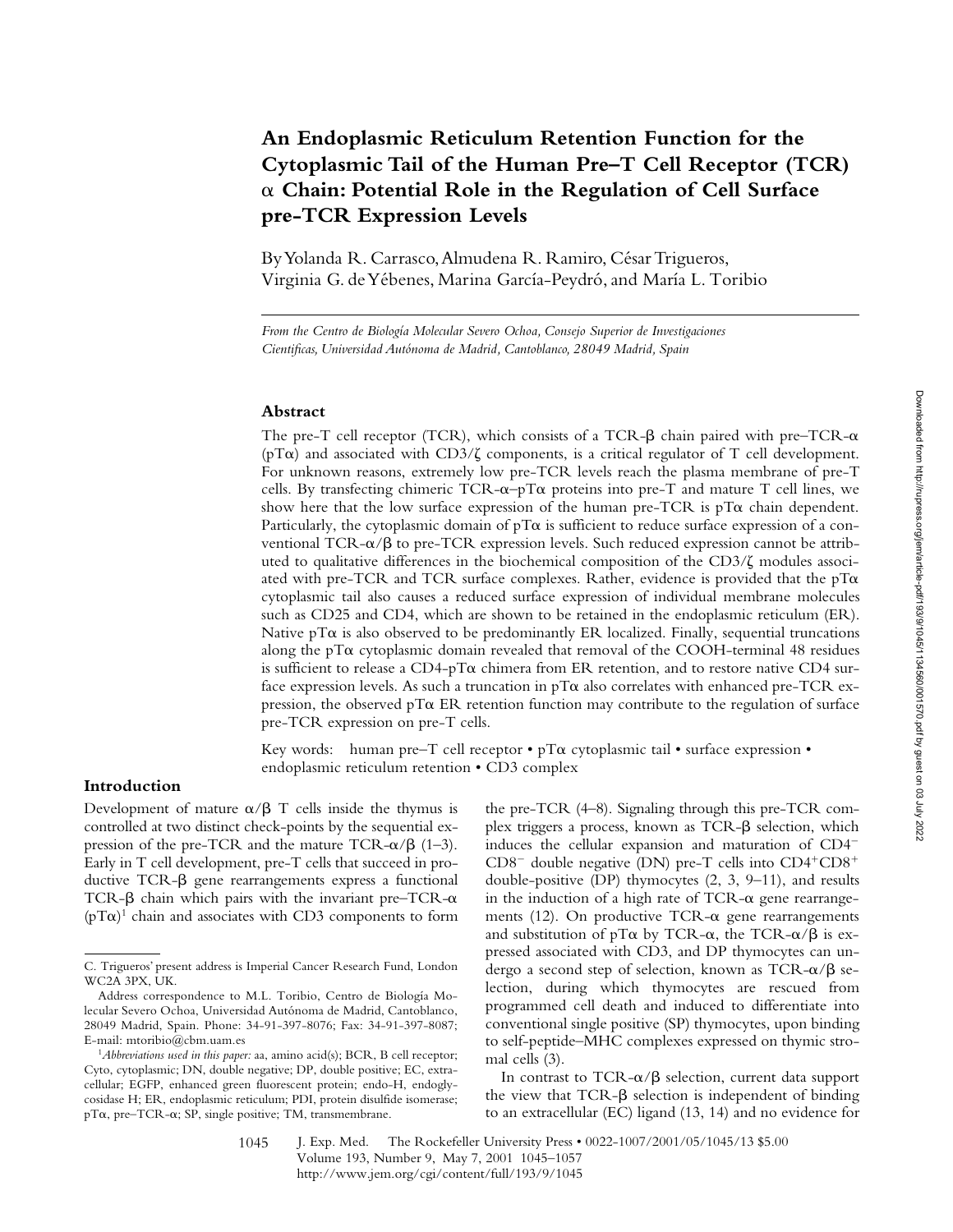# An Endoplasmic Reticulum Retention Function for the Cytoplasmic Tail of the Human Pre–T Cell Receptor (TCR) α Chain: Potential Role in the Regulation of Cell Surface pre-TCR Expression Levels

By Yolanda R. Carrasco, Almudena R. Ramiro, César Trigueros, Virginia G. de Yébenes, Marina García-Peydró, and María L. Toribio

*From the Centro de Biología Molecular Severo Ochoa, Consejo Superior de Investigaciones Cientificas, Universidad Autónoma de Madrid, Cantoblanco, 28049 Madrid, Spain*

## Abstract

The pre-T cell receptor (TCR), which consists of a TCR-β chain paired with pre–TCR-α (pTα) and associated with CD3/ζ components, is a critical regulator of T cell development. For unknown reasons, extremely low pre-TCR levels reach the plasma membrane of pre-T cells. By transfecting chimeric TCR-α–pTα proteins into pre-T and mature T cell lines, we show here that the low surface expression of the human pre-TCR is pTα chain dependent. Particularly, the cytoplasmic domain of pTα is sufficient to reduce surface expression of a conventional TCR-α/β to pre-TCR expression levels. Such reduced expression cannot be attributed to qualitative differences in the biochemical composition of the CD3/ζ modules associated with pre-TCR and TCR surface complexes. Rather, evidence is provided that the pTα cytoplasmic tail also causes a reduced surface expression of individual membrane molecules such as CD25 and CD4, which are shown to be retained in the endoplasmic reticulum (ER). Native pTα is also observed to be predominantly ER localized. Finally, sequential truncations along the pTα cytoplasmic domain revealed that removal of the COOH-terminal 48 residues is sufficient to release a CD4-pTα chimera from ER retention, and to restore native CD4 surface expression levels. As such a truncation in pTα also correlates with enhanced pre-TCR expression, the observed pTα ER retention function may contribute to the regulation of surface pre-TCR expression on pre-T cells.

Key words: human pre–T cell receptor • pTα cytoplasmic tail • surface expression • endoplasmic reticulum retention • CD3 complex

## Introduction

Development of mature α/β T cells inside the thymus is controlled at two distinct check-points by the sequential expression of the pre-TCR and the mature TCR-α/β (1–3). Early in T cell development, pre-T cells that succeed in productive TCR-β gene rearrangements express a functional TCR-β chain which pairs with the invariant pre–TCR-α (pTα)[1] chain and associates with CD3 components to form the pre-TCR (4–8). Signaling through this pre-TCR complex triggers a process, known as TCR-β selection, which induces the cellular expansion and maturation of $CD4^-$ $CD8^-$ double negative (DN) pre-T cells into $CD4^+CD8^+$ double-positive (DP) thymocytes (2, 3, 9–11), and results in the induction of a high rate of TCR-α gene rearrangements (12). On productive TCR-α gene rearrangements and substitution of pTα by TCR-α, the TCR-α/β is expressed associated with CD3, and DP thymocytes can undergo a second step of selection, known as TCR-α/β selection, during which thymocytes are rescued from programmed cell death and induced to differentiate into conventional single positive (SP) thymocytes, upon binding to self-peptide–MHC complexes expressed on thymic stromal cells (3).

In contrast to TCR-α/β selection, current data support the view that TCR-β selection is independent of binding to an extracellular (EC) ligand (13, 14) and no evidence for

C. Trigueros' present address is Imperial Cancer Research Fund, London WC2A 3PX, UK.

Address correspondence to M.L. Toribio, Centro de Biología Molecular Severo Ochoa, Universidad Autónoma de Madrid, Cantoblanco, 28049 Madrid, Spain. Phone: 34-91-397-8076; Fax: 34-91-397-8087; E-mail: mtoribio@cbm.uam.es

[1]*Abbreviations used in this paper:* aa, amino acid(s); BCR, B cell receptor; Cyto, cytoplasmic; DN, double negative; DP, double positive; EC, extracellular; EGFP, enhanced green fluorescent protein; endo-H, endoglycosidase H; ER, endoplasmic reticulum; PDI, protein disulfide isomerase; pTα, pre–TCR-α; SP, single positive; TM, transmembrane.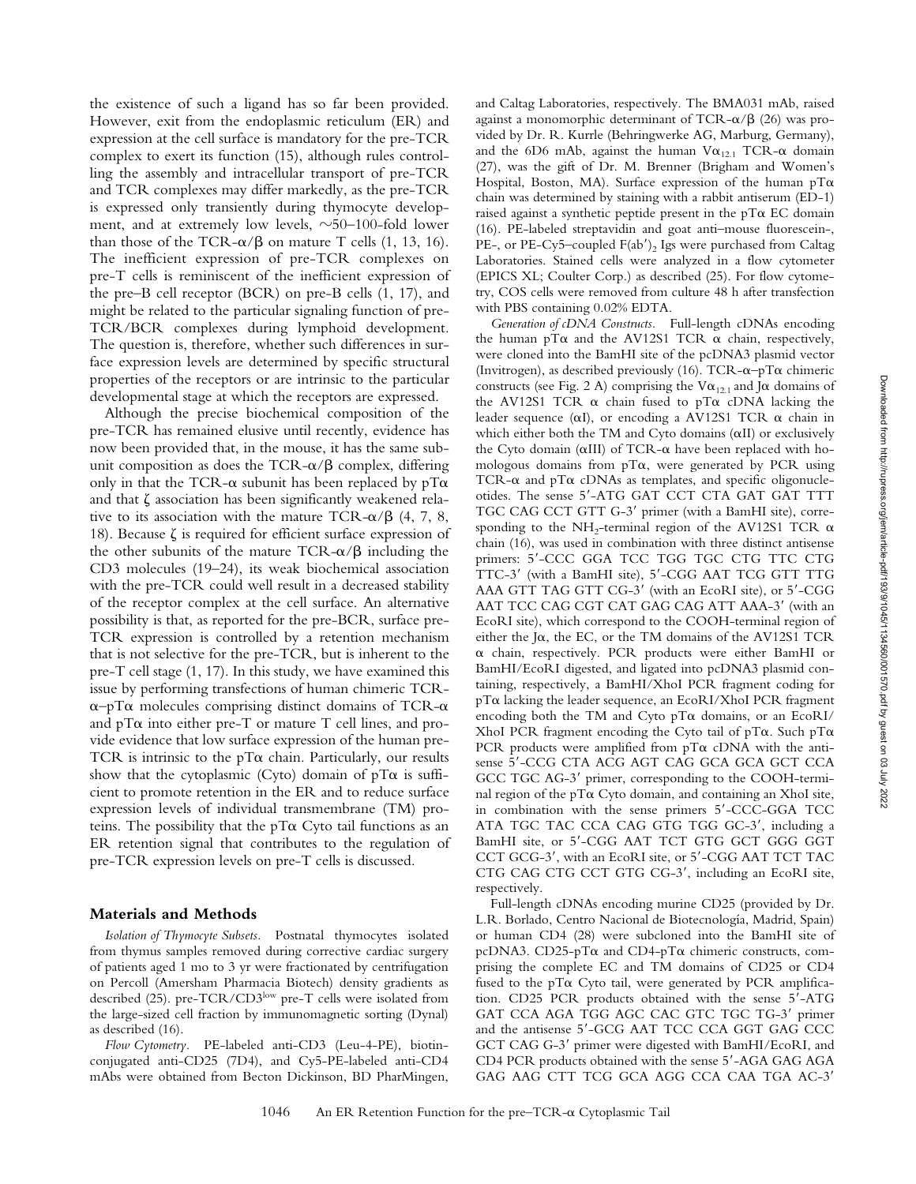the existence of such a ligand has so far been provided. However, exit from the endoplasmic reticulum (ER) and expression at the cell surface is mandatory for the pre-TCR complex to exert its function (15), although rules controlling the assembly and intracellular transport of pre-TCR and TCR complexes may differ markedly, as the pre-TCR is expressed only transiently during thymocyte development, and at extremely low levels, ~50–100-fold lower than those of the TCR-$\alpha/\beta$ on mature T cells (1, 13, 16). The inefficient expression of pre-TCR complexes on pre-T cells is reminiscent of the inefficient expression of the pre–B cell receptor (BCR) on pre-B cells (1, 17), and might be related to the particular signaling function of pre-TCR/BCR complexes during lymphoid development. The question is, therefore, whether such differences in surface expression levels are determined by specific structural properties of the receptors or are intrinsic to the particular developmental stage at which the receptors are expressed.

Although the precise biochemical composition of the pre-TCR has remained elusive until recently, evidence has now been provided that, in the mouse, it has the same subunit composition as does the TCR-$\alpha/\beta$ complex, differing only in that the TCR-$\alpha$ subunit has been replaced by pT$\alpha$ and that $\zeta$ association has been significantly weakened relative to its association with the mature TCR-$\alpha/\beta$ (4, 7, 8, 18). Because $\zeta$ is required for efficient surface expression of the other subunits of the mature TCR-$\alpha/\beta$ including the CD3 molecules (19–24), its weak biochemical association with the pre-TCR could well result in a decreased stability of the receptor complex at the cell surface. An alternative possibility is that, as reported for the pre-BCR, surface pre-TCR expression is controlled by a retention mechanism that is not selective for the pre-TCR, but is inherent to the pre-T cell stage (1, 17). In this study, we have examined this issue by performing transfections of human chimeric TCR-$\alpha$–pT$\alpha$ molecules comprising distinct domains of TCR-$\alpha$ and pT$\alpha$ into either pre-T or mature T cell lines, and provide evidence that low surface expression of the human pre-TCR is intrinsic to the pT$\alpha$ chain. Particularly, our results show that the cytoplasmic (Cyto) domain of pT$\alpha$ is sufficient to promote retention in the ER and to reduce surface expression levels of individual transmembrane (TM) proteins. The possibility that the pT$\alpha$ Cyto tail functions as an ER retention signal that contributes to the regulation of pre-TCR expression levels on pre-T cells is discussed.

## Materials and Methods

*Isolation of Thymocyte Subsets.* Postnatal thymocytes isolated from thymus samples removed during corrective cardiac surgery of patients aged 1 mo to 3 yr were fractionated by centrifugation on Percoll (Amersham Pharmacia Biotech) density gradients as described (25). pre-TCR/CD3$^{low}$ pre-T cells were isolated from the large-sized cell fraction by immunomagnetic sorting (Dynal) as described (16).

*Flow Cytometry.* PE-labeled anti-CD3 (Leu-4-PE), biotin-conjugated anti-CD25 (7D4), and Cy5-PE-labeled anti-CD4 mAbs were obtained from Becton Dickinson, BD PharMingen, and Caltag Laboratories, respectively. The BMA031 mAb, raised against a monomorphic determinant of TCR-$\alpha/\beta$ (26) was provided by Dr. R. Kurrle (Behringwerke AG, Marburg, Germany), and the 6D6 mAb, against the human V$\alpha_{12.1}$ TCR-$\alpha$ domain (27), was the gift of Dr. M. Brenner (Brigham and Women's Hospital, Boston, MA). Surface expression of the human pT$\alpha$ chain was determined by staining with a rabbit antiserum (ED-1) raised against a synthetic peptide present in the pT$\alpha$ EC domain (16). PE-labeled streptavidin and goat anti–mouse fluorescein-, PE-, or PE-Cy5–coupled F(ab$'$)$_2$ Igs were purchased from Caltag Laboratories. Stained cells were analyzed in a flow cytometer (EPICS XL; Coulter Corp.) as described (25). For flow cytometry, COS cells were removed from culture 48 h after transfection with PBS containing 0.02% EDTA.

*Generation of cDNA Constructs.* Full-length cDNAs encoding the human pT$\alpha$ and the AV12S1 TCR $\alpha$ chain, respectively, were cloned into the BamHI site of the pcDNA3 plasmid vector (Invitrogen), as described previously (16). TCR-$\alpha$–pT$\alpha$ chimeric constructs (see Fig. 2 A) comprising the V$\alpha_{12.1}$ and J$\alpha$ domains of the AV12S1 TCR $\alpha$ chain fused to pT$\alpha$ cDNA lacking the leader sequence ($\alpha$I), or encoding a AV12S1 TCR $\alpha$ chain in which either both the TM and Cyto domains ($\alpha$II) or exclusively the Cyto domain ($\alpha$III) of TCR-$\alpha$ have been replaced with homologous domains from pT$\alpha$, were generated by PCR using TCR-$\alpha$ and pT$\alpha$ cDNAs as templates, and specific oligonucleotides. The sense 5$'$-ATG GAT CCT CTA GAT GAT TTT TGC CAG CCT GTT G-3$'$ primer (with a BamHI site), corresponding to the NH$_2$-terminal region of the AV12S1 TCR $\alpha$ chain (16), was used in combination with three distinct antisense primers: 5$'$-CCC GGA TCC TGG TGC CTG TTC CTG TTC-3$'$ (with a BamHI site), 5$'$-CGG AAT TCG GTT TTG AAA GTT TAG GTT CG-3$'$ (with an EcoRI site), or 5$'$-CGG AAT TCC CAG CGT CAT GAG CAG ATT AAA-3$'$ (with an EcoRI site), which correspond to the COOH-terminal region of either the J$\alpha$, the EC, or the TM domains of the AV12S1 TCR $\alpha$ chain, respectively. PCR products were either BamHI or BamHI/EcoRI digested, and ligated into pcDNA3 plasmid containing, respectively, a BamHI/XhoI PCR fragment coding for pT$\alpha$ lacking the leader sequence, an EcoRI/XhoI PCR fragment encoding both the TM and Cyto pT$\alpha$ domains, or an EcoRI/XhoI PCR fragment encoding the Cyto tail of pT$\alpha$. Such pT$\alpha$ PCR products were amplified from pT$\alpha$ cDNA with the antisense 5$'$-CCG CTA ACG AGT CAG GCA GCA GCT CCA GCC TGC AG-3$'$ primer, corresponding to the COOH-terminal region of the pT$\alpha$ Cyto domain, and containing an XhoI site, in combination with the sense primers 5$'$-CCC-GGA TCC ATA TGC TAC CCA CAG GTG TGG GC-3$'$, including a BamHI site, or 5$'$-CGG AAT TCT GTG GCT GGG GGT CCT GCG-3$'$, with an EcoRI site, or 5$'$-CGG AAT TCT TAC CTG CAG CTG CCT GTG CG-3$'$, including an EcoRI site, respectively.

Full-length cDNAs encoding murine CD25 (provided by Dr. L.R. Borlado, Centro Nacional de Biotecnología, Madrid, Spain) or human CD4 (28) were subcloned into the BamHI site of pcDNA3. CD25-pT$\alpha$ and CD4-pT$\alpha$ chimeric constructs, comprising the complete EC and TM domains of CD25 or CD4 fused to the pT$\alpha$ Cyto tail, were generated by PCR amplification. CD25 PCR products obtained with the sense 5$'$-ATG GAT CCA AGA TGG AGC CAC GTC TGC TG-3$'$ primer and the antisense 5$'$-GCG AAT TCC CCA GGT GAG CCC GCT CAG G-3$'$ primer were digested with BamHI/EcoRI, and CD4 PCR products obtained with the sense 5$'$-AGA GAG AGA GAG AAG CTT TCG GCA AGG CCA CAA TGA AC-3$'$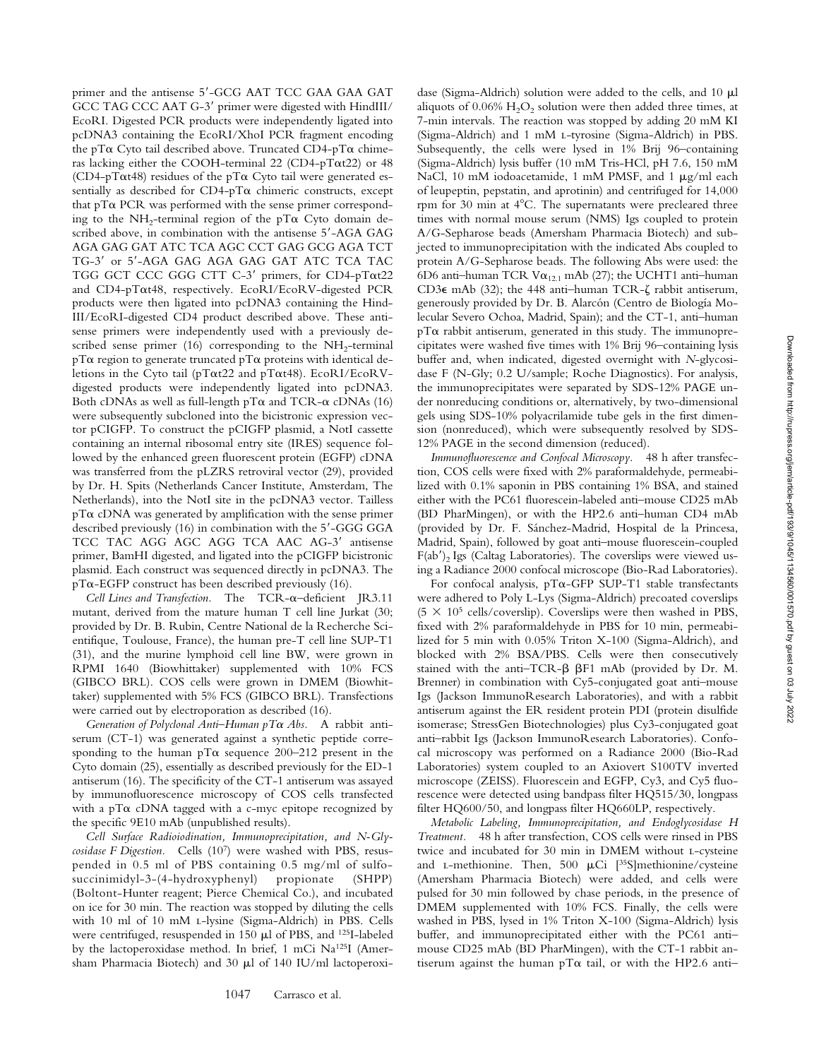primer and the antisense 5′-GCG AAT TCC GAA GAA GAT GCC TAG CCC AAT G-3′ primer were digested with HindIII/EcoRI. Digested PCR products were independently ligated into pcDNA3 containing the EcoRI/XhoI PCR fragment encoding the pTα Cyto tail described above. Truncated CD4-pTα chimeras lacking either the COOH-terminal 22 (CD4-pTαt22) or 48 (CD4-pTαt48) residues of the pTα Cyto tail were generated essentially as described for CD4-pTα chimeric constructs, except that pTα PCR was performed with the sense primer corresponding to the $NH_2$-terminal region of the pTα Cyto domain described above, in combination with the antisense 5′-AGA GAG AGA GAG GAT ATC TCA AGC CCT GAG GCG AGA TCT TG-3′ or 5′-AGA GAG AGA GAG GAT ATC TCA TAC TGG GCT CCC GGG CTT C-3′ primers, for CD4-pTαt22 and CD4-pTαt48, respectively. EcoRI/EcoRV-digested PCR products were then ligated into pcDNA3 containing the HindIII/EcoRI-digested CD4 product described above. These antisense primers were independently used with a previously described sense primer (16) corresponding to the $NH_2$-terminal pTα region to generate truncated pTα proteins with identical deletions in the Cyto tail (pTαt22 and pTαt48). EcoRI/EcoRV-digested products were independently ligated into pcDNA3. Both cDNAs as well as full-length pTα and TCR-α cDNAs (16) were subsequently subcloned into the bicistronic expression vector pCIGFP. To construct the pCIGFP plasmid, a NotI cassette containing an internal ribosomal entry site (IRES) sequence followed by the enhanced green fluorescent protein (EGFP) cDNA was transferred from the pLZRS retroviral vector (29), provided by Dr. H. Spits (Netherlands Cancer Institute, Amsterdam, The Netherlands), into the NotI site in the pcDNA3 vector. Tailless pTα cDNA was generated by amplification with the sense primer described previously (16) in combination with the 5′-GGG GGA TCC TAC AGG AGC AGG TCA AAC AG-3′ antisense primer, BamHI digested, and ligated into the pCIGFP bicistronic plasmid. Each construct was sequenced directly in pcDNA3. The pTα-EGFP construct has been described previously (16).

*Cell Lines and Transfection.* The TCR-α–deficient JR3.11 mutant, derived from the mature human T cell line Jurkat (30; provided by Dr. B. Rubin, Centre National de la Recherche Scientifique, Toulouse, France), the human pre-T cell line SUP-T1 (31), and the murine lymphoid cell line BW, were grown in RPMI 1640 (Biowhittaker) supplemented with 10% FCS (GIBCO BRL). COS cells were grown in DMEM (Biowhittaker) supplemented with 5% FCS (GIBCO BRL). Transfections were carried out by electroporation as described (16).

*Generation of Polyclonal Anti–Human pTα Abs.* A rabbit antiserum (CT-1) was generated against a synthetic peptide corresponding to the human pTα sequence 200–212 present in the Cyto domain (25), essentially as described previously for the ED-1 antiserum (16). The specificity of the CT-1 antiserum was assayed by immunofluorescence microscopy of COS cells transfected with a pTα cDNA tagged with a c-myc epitope recognized by the specific 9E10 mAb (unpublished results).

*Cell Surface Radioiodination, Immunoprecipitation, and N-Glycosidase F Digestion.* Cells ($10^7$) were washed with PBS, resuspended in 0.5 ml of PBS containing 0.5 mg/ml of sulfosuccinimidyl-3-(4-hydroxyphenyl) propionate (SHPP) (Bolton-Hunter reagent; Pierce Chemical Co.), and incubated on ice for 30 min. The reaction was stopped by diluting the cells with 10 ml of 10 mM L-lysine (Sigma-Aldrich) in PBS. Cells were centrifuged, resuspended in 150 μl of PBS, and $^{125}$I-labeled by the lactoperoxidase method. In brief, 1 mCi Na$^{125}$I (Amersham Pharmacia Biotech) and 30 μl of 140 IU/ml lactoperoxidase (Sigma-Aldrich) solution were added to the cells, and 10 μl aliquots of 0.06% $H_2O_2$ solution were then added three times, at 7-min intervals. The reaction was stopped by adding 20 mM KI (Sigma-Aldrich) and 1 mM L-tyrosine (Sigma-Aldrich) in PBS. Subsequently, the cells were lysed in 1% Brij 96–containing (Sigma-Aldrich) lysis buffer (10 mM Tris-HCl, pH 7.6, 150 mM NaCl, 10 mM iodoacetamide, 1 mM PMSF, and 1 μg/ml each of leupeptin, pepstatin, and aprotinin) and centrifuged for 14,000 rpm for 30 min at 4°C. The supernatants were precleared three times with normal mouse serum (NMS) Igs coupled to protein A/G-Sepharose beads (Amersham Pharmacia Biotech) and subjected to immunoprecipitation with the indicated Abs coupled to protein A/G-Sepharose beads. The following Abs were used: the 6D6 anti–human TCR $V\alpha_{12.1}$ mAb (27); the UCHT1 anti–human CD3ε mAb (32); the 448 anti–human TCR-ζ rabbit antiserum, generously provided by Dr. B. Alarcón (Centro de Biología Molecular Severo Ochoa, Madrid, Spain); and the CT-1, anti–human pTα rabbit antiserum, generated in this study. The immunoprecipitates were washed five times with 1% Brij 96–containing lysis buffer and, when indicated, digested overnight with *N*-glycosidase F (N-Gly; 0.2 U/sample; Roche Diagnostics). For analysis, the immunoprecipitates were separated by SDS-12% PAGE under nonreducing conditions or, alternatively, by two-dimensional gels using SDS-10% polyacrilamide tube gels in the first dimension (nonreduced), which were subsequently resolved by SDS-12% PAGE in the second dimension (reduced).

*Immunofluorescence and Confocal Microscopy.* 48 h after transfection, COS cells were fixed with 2% paraformaldehyde, permeabilized with 0.1% saponin in PBS containing 1% BSA, and stained either with the PC61 fluorescein-labeled anti–mouse CD25 mAb (BD PharMingen), or with the HP2.6 anti–human CD4 mAb (provided by Dr. F. Sánchez-Madrid, Hospital de la Princesa, Madrid, Spain), followed by goat anti–mouse fluorescein-coupled F(ab′)$_2$ Igs (Caltag Laboratories). The coverslips were viewed using a Radiance 2000 confocal microscope (Bio-Rad Laboratories).

For confocal analysis, pTα-GFP SUP-T1 stable transfectants were adhered to Poly L-Lys (Sigma-Aldrich) precoated coverslips ($5 \times 10^5$ cells/coverslip). Coverslips were then washed in PBS, fixed with 2% paraformaldehyde in PBS for 10 min, permeabilized for 5 min with 0.05% Triton X-100 (Sigma-Aldrich), and blocked with 2% BSA/PBS. Cells were then consecutively stained with the anti–TCR-β βF1 mAb (provided by Dr. M. Brenner) in combination with Cy5-conjugated goat anti–mouse Igs (Jackson ImmunoResearch Laboratories), and with a rabbit antiserum against the ER resident protein PDI (protein disulfide isomerase; StressGen Biotechnologies) plus Cy3-conjugated goat anti–rabbit Igs (Jackson ImmunoResearch Laboratories). Confocal microscopy was performed on a Radiance 2000 (Bio-Rad Laboratories) system coupled to an Axiovert S100TV inverted microscope (ZEISS). Fluorescein and EGFP, Cy3, and Cy5 fluorescence were detected using bandpass filter HQ515/30, longpass filter HQ600/50, and longpass filter HQ660LP, respectively.

*Metabolic Labeling, Immunoprecipitation, and Endoglycosidase H Treatment.* 48 h after transfection, COS cells were rinsed in PBS twice and incubated for 30 min in DMEM without L-cysteine and L-methionine. Then, 500 μCi [$^{35}$S]methionine/cysteine (Amersham Pharmacia Biotech) were added, and cells were pulsed for 30 min followed by chase periods, in the presence of DMEM supplemented with 10% FCS. Finally, the cells were washed in PBS, lysed in 1% Triton X-100 (Sigma-Aldrich) lysis buffer, and immunoprecipitated either with the PC61 anti–mouse CD25 mAb (BD PharMingen), with the CT-1 rabbit antiserum against the human pTα tail, or with the HP2.6 anti–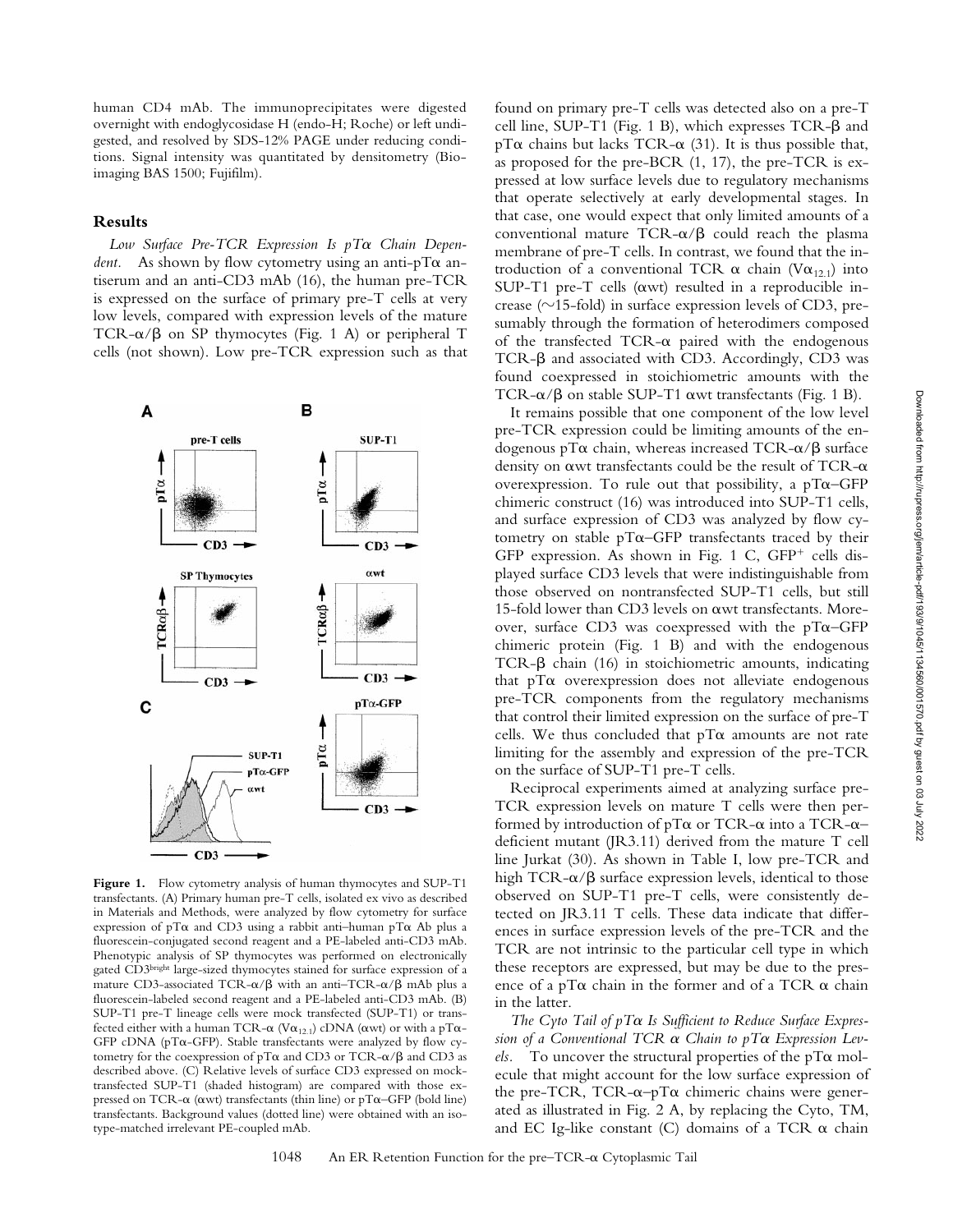human CD4 mAb. The immunoprecipitates were digested overnight with endoglycosidase H (endo-H; Roche) or left undigested, and resolved by SDS-12% PAGE under reducing conditions. Signal intensity was quantitated by densitometry (Bioimaging BAS 1500; Fujifilm).

## Results

*Low Surface Pre-TCR Expression Is pTα Chain Dependent.* As shown by flow cytometry using an anti-pTα antiserum and an anti-CD3 mAb (16), the human pre-TCR is expressed on the surface of primary pre-T cells at very low levels, compared with expression levels of the mature TCR-α/β on SP thymocytes (Fig. 1 A) or peripheral T cells (not shown). Low pre-TCR expression such as that found on primary pre-T cells was detected also on a pre-T cell line, SUP-T1 (Fig. 1 B), which expresses TCR-β and pTα chains but lacks TCR-α (31). It is thus possible that, as proposed for the pre-BCR (1, 17), the pre-TCR is expressed at low surface levels due to regulatory mechanisms that operate selectively at early developmental stages. In that case, one would expect that only limited amounts of a conventional mature TCR-α/β could reach the plasma membrane of pre-T cells. In contrast, we found that the introduction of a conventional TCR α chain ($V\alpha_{12.1}$) into SUP-T1 pre-T cells (αwt) resulted in a reproducible increase (~15-fold) in surface expression levels of CD3, presumably through the formation of heterodimers composed of the transfected TCR-α paired with the endogenous TCR-β and associated with CD3. Accordingly, CD3 was found coexpressed in stoichiometric amounts with the TCR-α/β on stable SUP-T1 αwt transfectants (Fig. 1 B).

Figure 1. Flow cytometry analysis of human thymocytes and SUP-T1 transfectants. (A) Primary human pre-T cells, isolated ex vivo as described in Materials and Methods, were analyzed by flow cytometry for surface expression of pTα and CD3 using a rabbit anti–human pTα Ab plus a fluorescein-conjugated second reagent and a PE-labeled anti-CD3 mAb. Phenotypic analysis of SP thymocytes was performed on electronically gated CD3bright large-sized thymocytes stained for surface expression of a mature CD3-associated TCR-α/β with an anti–TCR-α/β mAb plus a fluorescein-labeled second reagent and a PE-labeled anti-CD3 mAb. (B) SUP-T1 pre-T lineage cells were mock transfected (SUP-T1) or transfected either with a human TCR-α ($V\alpha_{12.1}$) cDNA (αwt) or with a pTα-GFP cDNA (pTα-GFP). Stable transfectants were analyzed by flow cytometry for the coexpression of pTα and CD3 or TCR-α/β and CD3 as described above. (C) Relative levels of surface CD3 expressed on mock-transfected SUP-T1 (shaded histogram) are compared with those expressed on TCR-α (αwt) transfectants (thin line) or pTα–GFP (bold line) transfectants. Background values (dotted line) were obtained with an isotype-matched irrelevant PE-coupled mAb.

It remains possible that one component of the low level pre-TCR expression could be limiting amounts of the endogenous pTα chain, whereas increased TCR-α/β surface density on αwt transfectants could be the result of TCR-α overexpression. To rule out that possibility, a pTα–GFP chimeric construct (16) was introduced into SUP-T1 cells, and surface expression of CD3 was analyzed by flow cytometry on stable pTα–GFP transfectants traced by their GFP expression. As shown in Fig. 1 C, GFP+ cells displayed surface CD3 levels that were indistinguishable from those observed on nontransfected SUP-T1 cells, but still 15-fold lower than CD3 levels on αwt transfectants. Moreover, surface CD3 was coexpressed with the pTα–GFP chimeric protein (Fig. 1 B) and with the endogenous TCR-β chain (16) in stoichiometric amounts, indicating that pTα overexpression does not alleviate endogenous pre-TCR components from the regulatory mechanisms that control their limited expression on the surface of pre-T cells. We thus concluded that pTα amounts are not rate limiting for the assembly and expression of the pre-TCR on the surface of SUP-T1 pre-T cells.

Reciprocal experiments aimed at analyzing surface pre-TCR expression levels on mature T cells were then performed by introduction of pTα or TCR-α into a TCR-α–deficient mutant (JR3.11) derived from the mature T cell line Jurkat (30). As shown in Table I, low pre-TCR and high TCR-α/β surface expression levels, identical to those observed on SUP-T1 pre-T cells, were consistently detected on JR3.11 T cells. These data indicate that differences in surface expression levels of the pre-TCR and the TCR are not intrinsic to the particular cell type in which these receptors are expressed, but may be due to the presence of a pTα chain in the former and of a TCR α chain in the latter.

*The Cyto Tail of pTα Is Sufficient to Reduce Surface Expression of a Conventional TCR α Chain to pTα Expression Levels.* To uncover the structural properties of the pTα molecule that might account for the low surface expression of the pre-TCR, TCR-α–pTα chimeric chains were generated as illustrated in Fig. 2 A, by replacing the Cyto, TM, and EC Ig-like constant (C) domains of a TCR α chain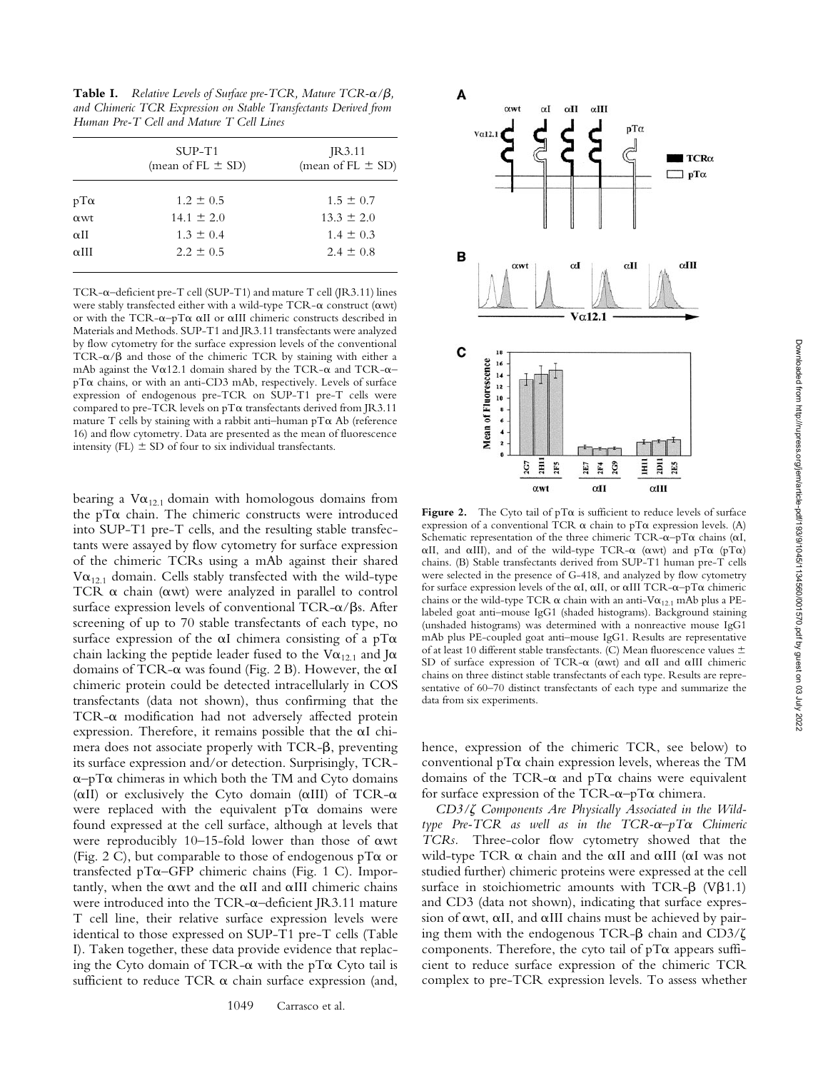**Table I.** *Relative Levels of Surface pre-TCR, Mature TCR-α/β, and Chimeric TCR Expression on Stable Transfectants Derived from Human Pre-T Cell and Mature T Cell Lines*

| | SUP-T1 (mean of FL ± SD) | JR3.11 (mean of FL ± SD) |
|---|---|---|
| pTα | 1.2 ± 0.5 | 1.5 ± 0.7 |
| αwt | 14.1 ± 2.0 | 13.3 ± 2.0 |
| αII | 1.3 ± 0.4 | 1.4 ± 0.3 |
| αIII | 2.2 ± 0.5 | 2.4 ± 0.8 |

TCR-α–deficient pre-T cell (SUP-T1) and mature T cell (JR3.11) lines were stably transfected either with a wild-type TCR-α construct (αwt) or with the TCR-α–pTα αII or αIII chimeric constructs described in Materials and Methods. SUP-T1 and JR3.11 transfectants were analyzed by flow cytometry for the surface expression levels of the conventional TCR-α/β and those of the chimeric TCR by staining with either a mAb against the Vα12.1 domain shared by the TCR-α and TCR-α–pTα chains, or with an anti-CD3 mAb, respectively. Levels of surface expression of endogenous pre-TCR on SUP-T1 pre-T cells were compared to pre-TCR levels on pTα transfectants derived from JR3.11 mature T cells by staining with a rabbit anti–human pTα Ab (reference 16) and flow cytometry. Data are presented as the mean of fluorescence intensity (FL) ± SD of four to six individual transfectants.

bearing a $V\alpha_{12.1}$ domain with homologous domains from the pTα chain. The chimeric constructs were introduced into SUP-T1 pre-T cells, and the resulting stable transfectants were assayed by flow cytometry for surface expression of the chimeric TCRs using a mAb against their shared $V\alpha_{12.1}$ domain. Cells stably transfected with the wild-type TCR α chain (αwt) were analyzed in parallel to control surface expression levels of conventional TCR-α/βs. After screening of up to 70 stable transfectants of each type, no surface expression of the αI chimera consisting of a pTα chain lacking the peptide leader fused to the $V\alpha_{12.1}$ and Jα domains of TCR-α was found (Fig. 2 B). However, the αI chimeric protein could be detected intracellularly in COS transfectants (data not shown), thus confirming that the TCR-α modification had not adversely affected protein expression. Therefore, it remains possible that the αI chimera does not associate properly with TCR-β, preventing its surface expression and/or detection. Surprisingly, TCR-α–pTα chimeras in which both the TM and Cyto domains (αII) or exclusively the Cyto domain (αIII) of TCR-α were replaced with the equivalent pTα domains were found expressed at the cell surface, although at levels that were reproducibly 10–15-fold lower than those of αwt (Fig. 2 C), but comparable to those of endogenous pTα or transfected pTα–GFP chimeric chains (Fig. 1 C). Importantly, when the αwt and the αII and αIII chimeric chains were introduced into the TCR-α–deficient JR3.11 mature T cell line, their relative surface expression levels were identical to those expressed on SUP-T1 pre-T cells (Table I). Taken together, these data provide evidence that replacing the Cyto domain of TCR-α with the pTα Cyto tail is sufficient to reduce TCR α chain surface expression (and, hence, expression of the chimeric TCR, see below) to conventional pTα chain expression levels, whereas the TM domains of the TCR-α and pTα chains were equivalent for surface expression of the TCR-α–pTα chimera.

**Figure 2.** The Cyto tail of pTα is sufficient to reduce levels of surface expression of a conventional TCR α chain to pTα expression levels. (A) Schematic representation of the three chimeric TCR-α–pTα chains (αI, αII, and αIII), and of the wild-type TCR-α (αwt) and pTα (pTα) chains. (B) Stable transfectants derived from SUP-T1 human pre-T cells were selected in the presence of G-418, and analyzed by flow cytometry for surface expression levels of the αI, αII, or αIII TCR-α–pTα chimeric chains or the wild-type TCR α chain with an anti-$V\alpha_{12.1}$ mAb plus a PE-labeled goat anti–mouse IgG1 (shaded histograms). Background staining (unshaded histograms) was determined with a nonreactive mouse IgG1 mAb plus PE-coupled goat anti–mouse IgG1. Results are representative of at least 10 different stable transfectants. (C) Mean fluorescence values ± SD of surface expression of TCR-α (αwt) and αII and αIII chimeric chains on three distinct stable transfectants of each type. Results are representative of 60–70 distinct transfectants of each type and summarize the data from six experiments.

*CD3/ζ Components Are Physically Associated in the Wild-type Pre-TCR as well as in the TCR-α–pTα Chimeric TCRs.* Three-color flow cytometry showed that the wild-type TCR α chain and the αII and αIII (αI was not studied further) chimeric proteins were expressed at the cell surface in stoichiometric amounts with TCR-β (Vβ1.1) and CD3 (data not shown), indicating that surface expression of αwt, αII, and αIII chains must be achieved by pairing them with the endogenous TCR-β chain and CD3/ζ components. Therefore, the cyto tail of pTα appears sufficient to reduce surface expression of the chimeric TCR complex to pre-TCR expression levels. To assess whether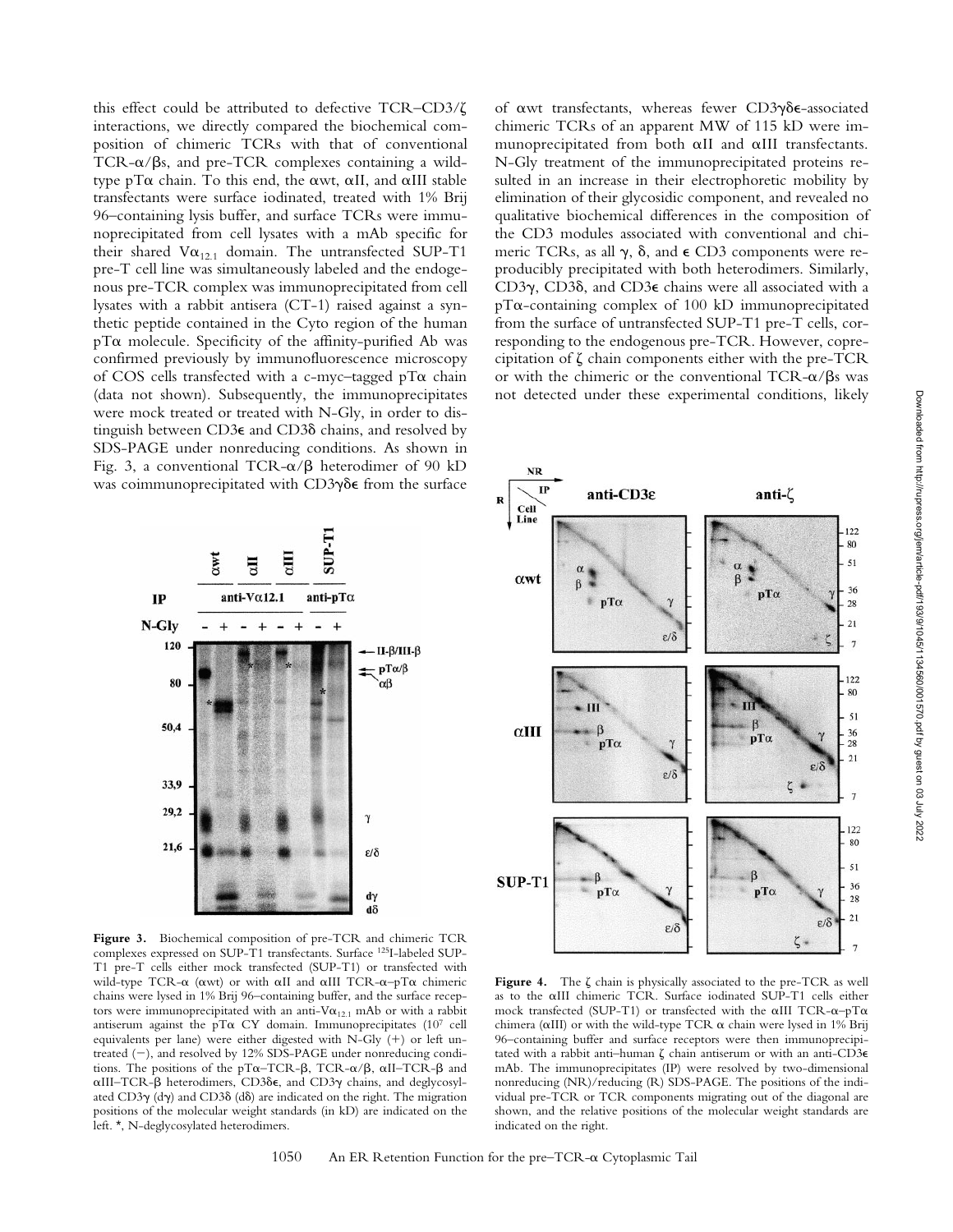this effect could be attributed to defective TCR–CD3/ζ interactions, we directly compared the biochemical composition of chimeric TCRs with that of conventional TCR-α/βs, and pre-TCR complexes containing a wild-type pTα chain. To this end, the αwt, αII, and αIII stable transfectants were surface iodinated, treated with 1% Brij 96–containing lysis buffer, and surface TCRs were immunoprecipitated from cell lysates with a mAb specific for their shared $V\alpha_{12.1}$ domain. The untransfected SUP-T1 pre-T cell line was simultaneously labeled and the endogenous pre-TCR complex was immunoprecipitated from cell lysates with a rabbit antisera (CT-1) raised against a synthetic peptide contained in the Cyto region of the human pTα molecule. Specificity of the affinity-purified Ab was confirmed previously by immunofluorescence microscopy of COS cells transfected with a c-myc–tagged pTα chain (data not shown). Subsequently, the immunoprecipitates were mock treated or treated with N-Gly, in order to distinguish between CD3ε and CD3δ chains, and resolved by SDS-PAGE under nonreducing conditions. As shown in Fig. 3, a conventional TCR-α/β heterodimer of 90 kD was coimmunoprecipitated with CD3γδε from the surface of αwt transfectants, whereas fewer CD3γδε-associated chimeric TCRs of an apparent MW of 115 kD were immunoprecipitated from both αII and αIII transfectants. N-Gly treatment of the immunoprecipitated proteins resulted in an increase in their electrophoretic mobility by elimination of their glycosidic component, and revealed no qualitative biochemical differences in the composition of the CD3 modules associated with conventional and chimeric TCRs, as all γ, δ, and ε CD3 components were reproducibly precipitated with both heterodimers. Similarly, CD3γ, CD3δ, and CD3ε chains were all associated with a pTα-containing complex of 100 kD immunoprecipitated from the surface of untransfected SUP-T1 pre-T cells, corresponding to the endogenous pre-TCR. However, coprecipitation of ζ chain components either with the pre-TCR or with the chimeric or the conventional TCR-α/βs was not detected under these experimental conditions, likely

**Figure 3.** Biochemical composition of pre-TCR and chimeric TCR complexes expressed on SUP-T1 transfectants. Surface $^{125}$I-labeled SUP-T1 pre-T cells either mock transfected (SUP-T1) or transfected with wild-type TCR-α (αwt) or with αII and αIII TCR-α–pTα chimeric chains were lysed in 1% Brij 96–containing buffer, and the surface receptors were immunoprecipitated with an anti-$V\alpha_{12.1}$ mAb or with a rabbit antiserum against the pTα CY domain. Immunoprecipitates ($10^7$ cell equivalents per lane) were either digested with N-Gly (+) or left untreated (−), and resolved by 12% SDS-PAGE under nonreducing conditions. The positions of the pTα–TCR-β, TCR-α/β, αII–TCR-β and αIII–TCR-β heterodimers, CD3δε, and CD3γ chains, and deglycosylated CD3γ (dγ) and CD3δ (dδ) are indicated on the right. The migration positions of the molecular weight standards (in kD) are indicated on the left. *, N-deglycosylated heterodimers.

**Figure 4.** The ζ chain is physically associated to the pre-TCR as well as to the αIII chimeric TCR. Surface iodinated SUP-T1 cells either mock transfected (SUP-T1) or transfected with the αIII TCR-α–pTα chimera (αIII) or with the wild-type TCR α chain were lysed in 1% Brij 96–containing buffer and surface receptors were then immunoprecipitated with a rabbit anti–human ζ chain antiserum or with an anti-CD3ε mAb. The immunoprecipitates (IP) were resolved by two-dimensional nonreducing (NR)/reducing (R) SDS-PAGE. The positions of the individual pre-TCR or TCR components migrating out of the diagonal are shown, and the relative positions of the molecular weight standards are indicated on the right.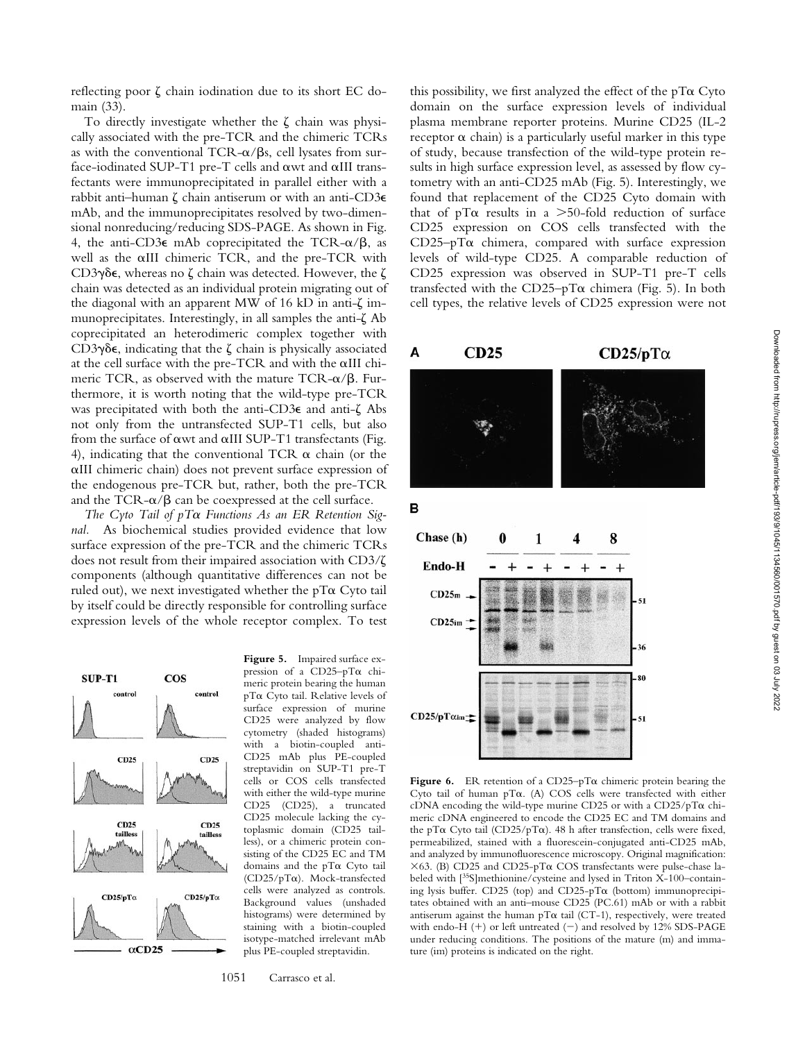reflecting poor ζ chain iodination due to its short EC domain (33).

To directly investigate whether the ζ chain was physically associated with the pre-TCR and the chimeric TCRs as with the conventional TCR-α/βs, cell lysates from surface-iodinated SUP-T1 pre-T cells and αwt and αIII transfectants were immunoprecipitated in parallel either with a rabbit anti–human ζ chain antiserum or with an anti-CD3ε mAb, and the immunoprecipitates resolved by two-dimensional nonreducing/reducing SDS-PAGE. As shown in Fig. 4, the anti-CD3ε mAb coprecipitated the TCR-α/β, as well as the αIII chimeric TCR, and the pre-TCR with CD3γδε, whereas no ζ chain was detected. However, the ζ chain was detected as an individual protein migrating out of the diagonal with an apparent MW of 16 kD in anti-ζ immunoprecipitates. Interestingly, in all samples the anti-ζ Ab coprecipitated an heterodimeric complex together with CD3γδε, indicating that the ζ chain is physically associated at the cell surface with the pre-TCR and with the αIII chimeric TCR, as observed with the mature TCR-α/β. Furthermore, it is worth noting that the wild-type pre-TCR was precipitated with both the anti-CD3ε and anti-ζ Abs not only from the untransfected SUP-T1 cells, but also from the surface of αwt and αIII SUP-T1 transfectants (Fig. 4), indicating that the conventional TCR α chain (or the αIII chimeric chain) does not prevent surface expression of the endogenous pre-TCR but, rather, both the pre-TCR and the TCR-α/β can be coexpressed at the cell surface.

*The Cyto Tail of pTα Functions As an ER Retention Signal.* As biochemical studies provided evidence that low surface expression of the pre-TCR and the chimeric TCRs does not result from their impaired association with CD3/ζ components (although quantitative differences can not be ruled out), we next investigated whether the pTα Cyto tail by itself could be directly responsible for controlling surface expression levels of the whole receptor complex. To test this possibility, we first analyzed the effect of the pTα Cyto domain on the surface expression levels of individual plasma membrane reporter proteins. Murine CD25 (IL-2 receptor α chain) is a particularly useful marker in this type of study, because transfection of the wild-type protein results in high surface expression level, as assessed by flow cytometry with an anti-CD25 mAb (Fig. 5). Interestingly, we found that replacement of the CD25 Cyto domain with that of pTα results in a >50-fold reduction of surface CD25 expression on COS cells transfected with the CD25–pTα chimera, compared with surface expression levels of wild-type CD25. A comparable reduction of CD25 expression was observed in SUP-T1 pre-T cells transfected with the CD25–pTα chimera (Fig. 5). In both cell types, the relative levels of CD25 expression were not

**Figure 5.** Impaired surface expression of a CD25–pTα chimeric protein bearing the human pTα Cyto tail. Relative levels of surface expression of murine CD25 were analyzed by flow cytometry (shaded histograms) with a biotin-coupled anti-CD25 mAb plus PE-coupled streptavidin on SUP-T1 pre-T cells or COS cells transfected with either the wild-type murine CD25 (CD25), a truncated CD25 molecule lacking the cytoplasmic domain (CD25 tailless), or a chimeric protein consisting of the CD25 EC and TM domains and the pTα Cyto tail (CD25/pTα). Mock-transfected cells were analyzed as controls. Background values (unshaded histograms) were determined by staining with a biotin-coupled isotype-matched irrelevant mAb plus PE-coupled streptavidin.

**Figure 6.** ER retention of a CD25–pTα chimeric protein bearing the Cyto tail of human pTα. (A) COS cells were transfected with either cDNA encoding the wild-type murine CD25 or with a CD25/pTα chimeric cDNA engineered to encode the CD25 EC and TM domains and the pTα Cyto tail (CD25/pTα). 48 h after transfection, cells were fixed, permeabilized, stained with a fluorescein-conjugated anti-CD25 mAb, and analyzed by immunofluorescence microscopy. Original magnification: ×63. (B) CD25 and CD25-pTα COS transfectants were pulse-chase labeled with [$^{35}$S]methionine/cysteine and lysed in Triton X-100–containing lysis buffer. CD25 (top) and CD25-pTα (bottom) immunoprecipitates obtained with an anti–mouse CD25 (PC.61) mAb or with a rabbit antiserum against the human pTα tail (CT-1), respectively, were treated with endo-H (+) or left untreated (−) and resolved by 12% SDS-PAGE under reducing conditions. The positions of the mature (m) and immature (im) proteins is indicated on the right.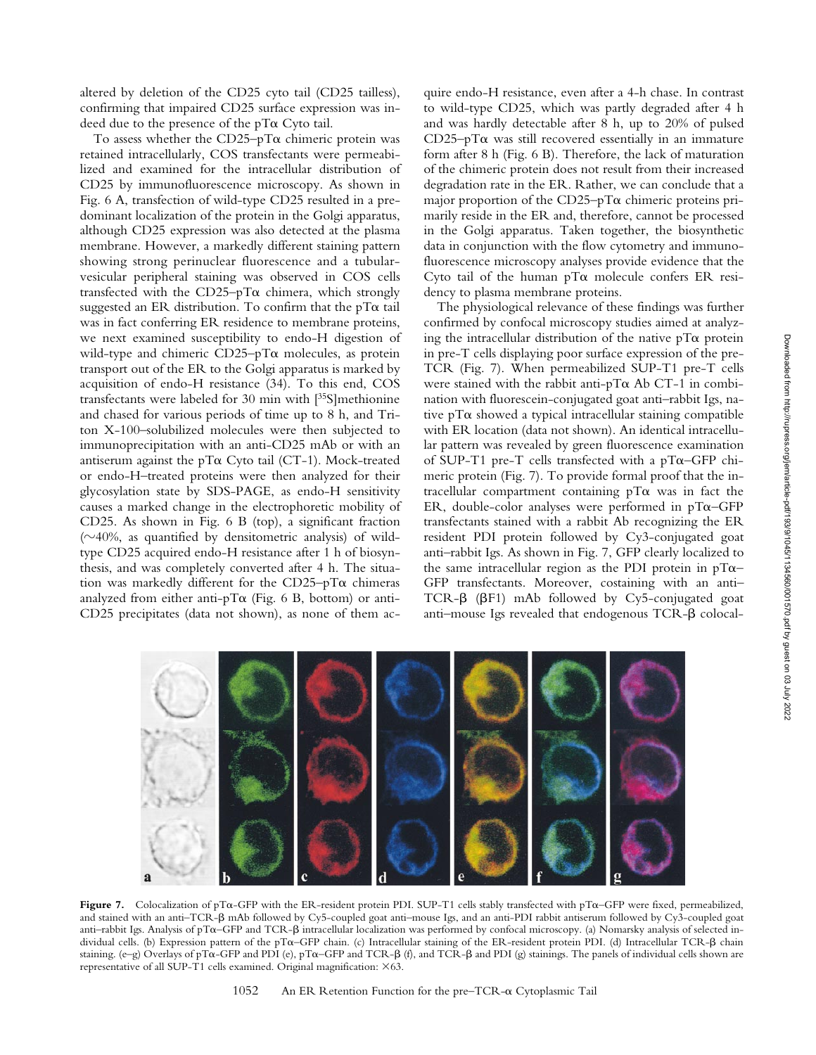altered by deletion of the CD25 cyto tail (CD25 tailless), confirming that impaired CD25 surface expression was indeed due to the presence of the pTα Cyto tail.

To assess whether the CD25–pTα chimeric protein was retained intracellularly, COS transfectants were permeabilized and examined for the intracellular distribution of CD25 by immunofluorescence microscopy. As shown in Fig. 6 A, transfection of wild-type CD25 resulted in a predominant localization of the protein in the Golgi apparatus, although CD25 expression was also detected at the plasma membrane. However, a markedly different staining pattern showing strong perinuclear fluorescence and a tubular-vesicular peripheral staining was observed in COS cells transfected with the CD25–pTα chimera, which strongly suggested an ER distribution. To confirm that the pTα tail was in fact conferring ER residence to membrane proteins, we next examined susceptibility to endo-H digestion of wild-type and chimeric CD25–pTα molecules, as protein transport out of the ER to the Golgi apparatus is marked by acquisition of endo-H resistance (34). To this end, COS transfectants were labeled for 30 min with [$^{35}$S]methionine and chased for various periods of time up to 8 h, and Triton X-100–solubilized molecules were then subjected to immunoprecipitation with an anti-CD25 mAb or with an antiserum against the pTα Cyto tail (CT-1). Mock-treated or endo-H–treated proteins were then analyzed for their glycosylation state by SDS-PAGE, as endo-H sensitivity causes a marked change in the electrophoretic mobility of CD25. As shown in Fig. 6 B (top), a significant fraction (∼40%, as quantified by densitometric analysis) of wild-type CD25 acquired endo-H resistance after 1 h of biosynthesis, and was completely converted after 4 h. The situation was markedly different for the CD25–pTα chimeras analyzed from either anti-pTα (Fig. 6 B, bottom) or anti-CD25 precipitates (data not shown), as none of them acquire endo-H resistance, even after a 4-h chase. In contrast to wild-type CD25, which was partly degraded after 4 h and was hardly detectable after 8 h, up to 20% of pulsed CD25–pTα was still recovered essentially in an immature form after 8 h (Fig. 6 B). Therefore, the lack of maturation of the chimeric protein does not result from their increased degradation rate in the ER. Rather, we can conclude that a major proportion of the CD25–pTα chimeric proteins primarily reside in the ER and, therefore, cannot be processed in the Golgi apparatus. Taken together, the biosynthetic data in conjunction with the flow cytometry and immunofluorescence microscopy analyses provide evidence that the Cyto tail of the human pTα molecule confers ER residency to plasma membrane proteins.

The physiological relevance of these findings was further confirmed by confocal microscopy studies aimed at analyzing the intracellular distribution of the native pTα protein in pre-T cells displaying poor surface expression of the pre-TCR (Fig. 7). When permeabilized SUP-T1 pre-T cells were stained with the rabbit anti-pTα Ab CT-1 in combination with fluorescein-conjugated goat anti–rabbit Igs, native pTα showed a typical intracellular staining compatible with ER location (data not shown). An identical intracellular pattern was revealed by green fluorescence examination of SUP-T1 pre-T cells transfected with a pTα–GFP chimeric protein (Fig. 7). To provide formal proof that the intracellular compartment containing pTα was in fact the ER, double-color analyses were performed in pTα–GFP transfectants stained with a rabbit Ab recognizing the ER resident PDI protein followed by Cy3-conjugated goat anti–rabbit Igs. As shown in Fig. 7, GFP clearly localized to the same intracellular region as the PDI protein in pTα–GFP transfectants. Moreover, costaining with an anti–TCR-β (βF1) mAb followed by Cy5-conjugated goat anti–mouse Igs revealed that endogenous TCR-β colocal-

**Figure 7.** Colocalization of pTα-GFP with the ER-resident protein PDI. SUP-T1 cells stably transfected with pTα–GFP were fixed, permeabilized, and stained with an anti–TCR-β mAb followed by Cy5-coupled goat anti–mouse Igs, and an anti-PDI rabbit antiserum followed by Cy3-coupled goat anti–rabbit Igs. Analysis of pTα–GFP and TCR-β intracellular localization was performed by confocal microscopy. (a) Nomarsky analysis of selected individual cells. (b) Expression pattern of the pTα–GFP chain. (c) Intracellular staining of the ER-resident protein PDI. (d) Intracellular TCR-β chain staining. (e–g) Overlays of pTα-GFP and PDI (e), pTα–GFP and TCR-β (f), and TCR-β and PDI (g) stainings. The panels of individual cells shown are representative of all SUP-T1 cells examined. Original magnification: ×63.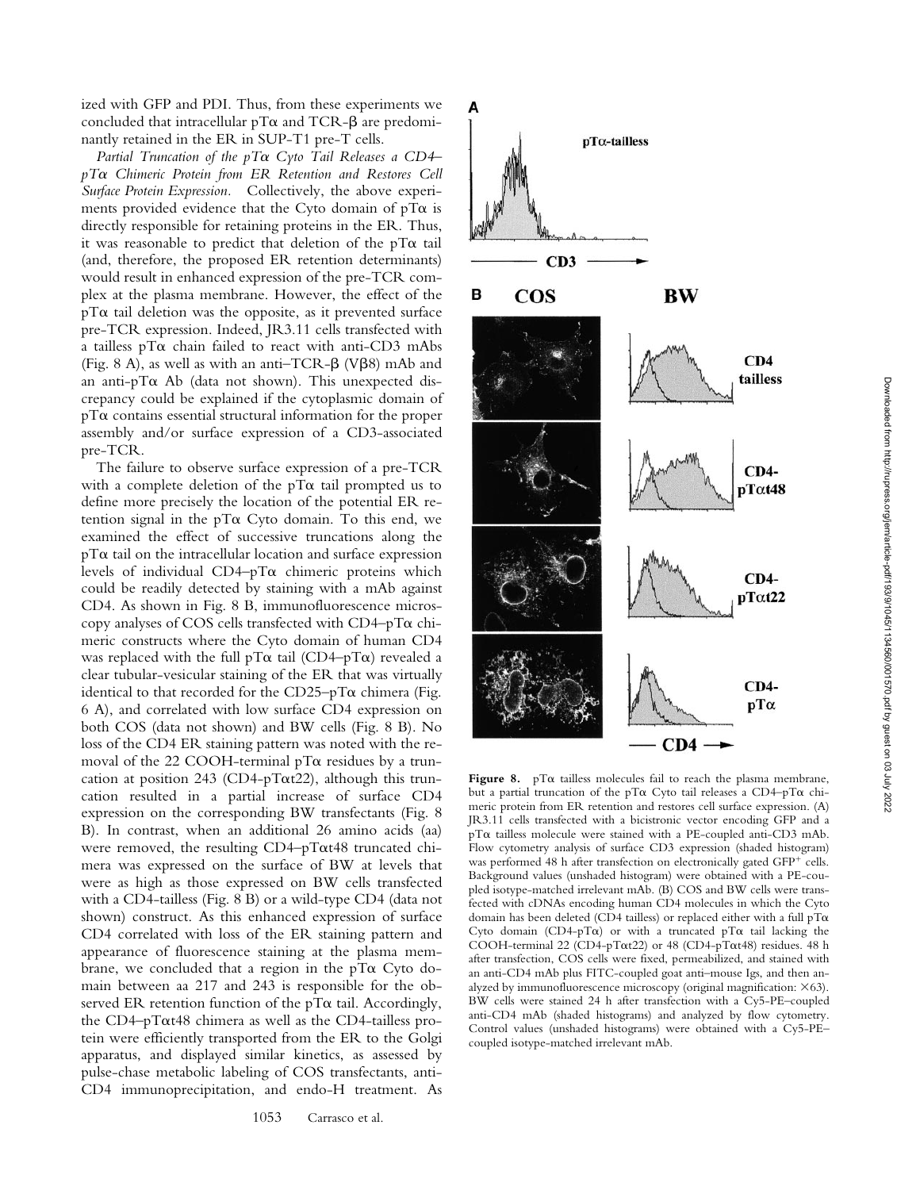ized with GFP and PDI. Thus, from these experiments we concluded that intracellular pTα and TCR-β are predominantly retained in the ER in SUP-T1 pre-T cells.

*Partial Truncation of the pTα Cyto Tail Releases a CD4–pTα Chimeric Protein from ER Retention and Restores Cell Surface Protein Expression.* Collectively, the above experiments provided evidence that the Cyto domain of pTα is directly responsible for retaining proteins in the ER. Thus, it was reasonable to predict that deletion of the pTα tail (and, therefore, the proposed ER retention determinants) would result in enhanced expression of the pre-TCR complex at the plasma membrane. However, the effect of the pTα tail deletion was the opposite, as it prevented surface pre-TCR expression. Indeed, JR3.11 cells transfected with a tailless pTα chain failed to react with anti-CD3 mAbs (Fig. 8 A), as well as with an anti–TCR-β (Vβ8) mAb and an anti-pTα Ab (data not shown). This unexpected discrepancy could be explained if the cytoplasmic domain of pTα contains essential structural information for the proper assembly and/or surface expression of a CD3-associated pre-TCR.

The failure to observe surface expression of a pre-TCR with a complete deletion of the pTα tail prompted us to define more precisely the location of the potential ER retention signal in the pTα Cyto domain. To this end, we examined the effect of successive truncations along the pTα tail on the intracellular location and surface expression levels of individual CD4–pTα chimeric proteins which could be readily detected by staining with a mAb against CD4. As shown in Fig. 8 B, immunofluorescence microscopy analyses of COS cells transfected with CD4–pTα chimeric constructs where the Cyto domain of human CD4 was replaced with the full pTα tail (CD4–pTα) revealed a clear tubular-vesicular staining of the ER that was virtually identical to that recorded for the CD25–pTα chimera (Fig. 6 A), and correlated with low surface CD4 expression on both COS (data not shown) and BW cells (Fig. 8 B). No loss of the CD4 ER staining pattern was noted with the removal of the 22 COOH-terminal pTα residues by a truncation at position 243 (CD4-pTαt22), although this truncation resulted in a partial increase of surface CD4 expression on the corresponding BW transfectants (Fig. 8 B). In contrast, when an additional 26 amino acids (aa) were removed, the resulting CD4–pTαt48 truncated chimera was expressed on the surface of BW at levels that were as high as those expressed on BW cells transfected with a CD4-tailless (Fig. 8 B) or a wild-type CD4 (data not shown) construct. As this enhanced expression of surface CD4 correlated with loss of the ER staining pattern and appearance of fluorescence staining at the plasma membrane, we concluded that a region in the pTα Cyto domain between aa 217 and 243 is responsible for the observed ER retention function of the pTα tail. Accordingly, the CD4–pTαt48 chimera as well as the CD4-tailless protein were efficiently transported from the ER to the Golgi apparatus, and displayed similar kinetics, as assessed by pulse-chase metabolic labeling of COS transfectants, anti-CD4 immunoprecipitation, and endo-H treatment. As

**Figure 8.** pTα tailless molecules fail to reach the plasma membrane, but a partial truncation of the pTα Cyto tail releases a CD4–pTα chimeric protein from ER retention and restores cell surface expression. (A) JR3.11 cells transfected with a bicistronic vector encoding GFP and a pTα tailless molecule were stained with a PE-coupled anti-CD3 mAb. Flow cytometry analysis of surface CD3 expression (shaded histogram) was performed 48 h after transfection on electronically gated GFP$^+$ cells. Background values (unshaded histogram) were obtained with a PE-coupled isotype-matched irrelevant mAb. (B) COS and BW cells were transfected with cDNAs encoding human CD4 molecules in which the Cyto domain has been deleted (CD4 tailless) or replaced either with a full pTα Cyto domain (CD4-pTα) or with a truncated pTα tail lacking the COOH-terminal 22 (CD4-pTαt22) or 48 (CD4-pTαt48) residues. 48 h after transfection, COS cells were fixed, permeabilized, and stained with an anti-CD4 mAb plus FITC-coupled goat anti–mouse Igs, and then analyzed by immunofluorescence microscopy (original magnification: ×63). BW cells were stained 24 h after transfection with a Cy5-PE–coupled anti-CD4 mAb (shaded histograms) and analyzed by flow cytometry. Control values (unshaded histograms) were obtained with a Cy5-PE–coupled isotype-matched irrelevant mAb.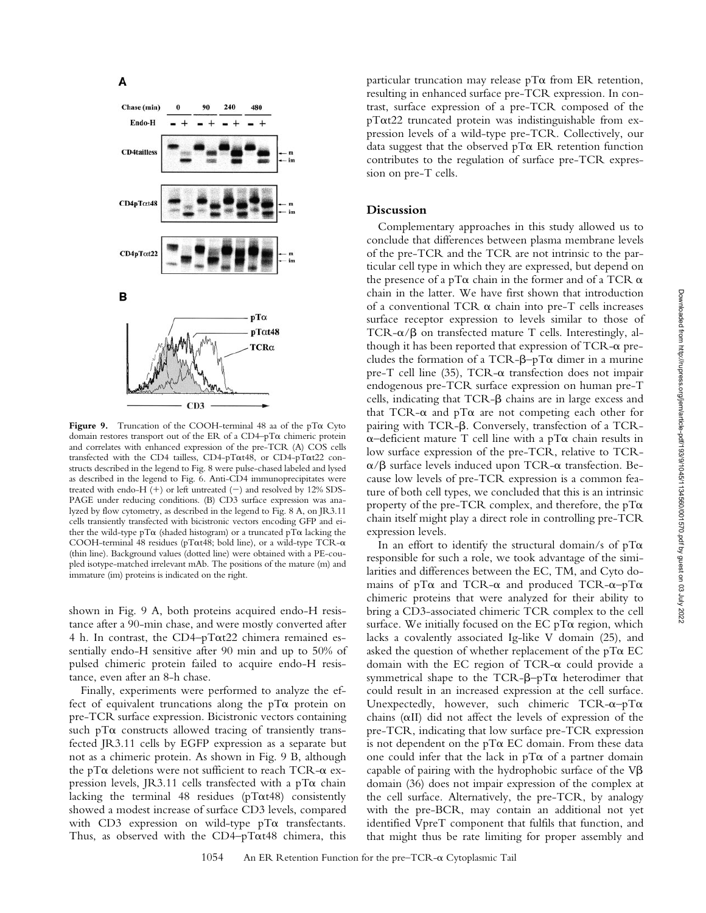**Figure 9.** Truncation of the COOH-terminal 48 aa of the pTα Cyto domain restores transport out of the ER of a CD4–pTα chimeric protein and correlates with enhanced expression of the pre-TCR. (A) COS cells transfected with the CD4 tailless, CD4-pTαt48, or CD4-pTαt22 constructs described in the legend to Fig. 8 were pulse-chased labeled and lysed as described in the legend to Fig. 6. Anti-CD4 immunoprecipitates were treated with endo-H (+) or left untreated (−) and resolved by 12% SDS-PAGE under reducing conditions. (B) CD3 surface expression was analyzed by flow cytometry, as described in the legend to Fig. 8 A, on JR3.11 cells transiently transfected with bicistronic vectors encoding GFP and either the wild-type pTα (shaded histogram) or a truncated pTα lacking the COOH-terminal 48 residues (pTαt48; bold line), or a wild-type TCR-α (thin line). Background values (dotted line) were obtained with a PE-coupled isotype-matched irrelevant mAb. The positions of the mature (m) and immature (im) proteins is indicated on the right.

shown in Fig. 9 A, both proteins acquired endo-H resistance after a 90-min chase, and were mostly converted after 4 h. In contrast, the CD4–pTαt22 chimera remained essentially endo-H sensitive after 90 min and up to 50% of pulsed chimeric protein failed to acquire endo-H resistance, even after an 8-h chase.

Finally, experiments were performed to analyze the effect of equivalent truncations along the pTα protein on pre-TCR surface expression. Bicistronic vectors containing such pTα constructs allowed tracing of transiently transfected JR3.11 cells by EGFP expression as a separate but not as a chimeric protein. As shown in Fig. 9 B, although the pTα deletions were not sufficient to reach TCR-α expression levels, JR3.11 cells transfected with a pTα chain lacking the terminal 48 residues (pTαt48) consistently showed a modest increase of surface CD3 levels, compared with CD3 expression on wild-type pTα transfectants. Thus, as observed with the CD4–pTαt48 chimera, this particular truncation may release pTα from ER retention, resulting in enhanced surface pre-TCR expression. In contrast, surface expression of a pre-TCR composed of the pTαt22 truncated protein was indistinguishable from expression levels of a wild-type pre-TCR. Collectively, our data suggest that the observed pTα ER retention function contributes to the regulation of surface pre-TCR expression on pre-T cells.

## Discussion

Complementary approaches in this study allowed us to conclude that differences between plasma membrane levels of the pre-TCR and the TCR are not intrinsic to the particular cell type in which they are expressed, but depend on the presence of a pTα chain in the former and of a TCR α chain in the latter. We have first shown that introduction of a conventional TCR α chain into pre-T cells increases surface receptor expression to levels similar to those of TCR-α/β on transfected mature T cells. Interestingly, although it has been reported that expression of TCR-α precludes the formation of a TCR-β–pTα dimer in a murine pre-T cell line (35), TCR-α transfection does not impair endogenous pre-TCR surface expression on human pre-T cells, indicating that TCR-β chains are in large excess and that TCR-α and pTα are not competing each other for pairing with TCR-β. Conversely, transfection of a TCR-α–deficient mature T cell line with a pTα chain results in low surface expression of the pre-TCR, relative to TCR-α/β surface levels induced upon TCR-α transfection. Because low levels of pre-TCR expression is a common feature of both cell types, we concluded that this is an intrinsic property of the pre-TCR complex, and therefore, the pTα chain itself might play a direct role in controlling pre-TCR expression levels.

In an effort to identify the structural domain/s of pTα responsible for such a role, we took advantage of the similarities and differences between the EC, TM, and Cyto domains of pTα and TCR-α and produced TCR-α–pTα chimeric proteins that were analyzed for their ability to bring a CD3-associated chimeric TCR complex to the cell surface. We initially focused on the EC pTα region, which lacks a covalently associated Ig-like V domain (25), and asked the question of whether replacement of the pTα EC domain with the EC region of TCR-α could provide a symmetrical shape to the TCR-β–pTα heterodimer that could result in an increased expression at the cell surface. Unexpectedly, however, such chimeric TCR-α–pTα chains (αII) did not affect the levels of expression of the pre-TCR, indicating that low surface pre-TCR expression is not dependent on the pTα EC domain. From these data one could infer that the lack in pTα of a partner domain capable of pairing with the hydrophobic surface of the Vβ domain (36) does not impair expression of the complex at the cell surface. Alternatively, the pre-TCR, by analogy with the pre-BCR, may contain an additional not yet identified VpreT component that fulfils that function, and that might thus be rate limiting for proper assembly and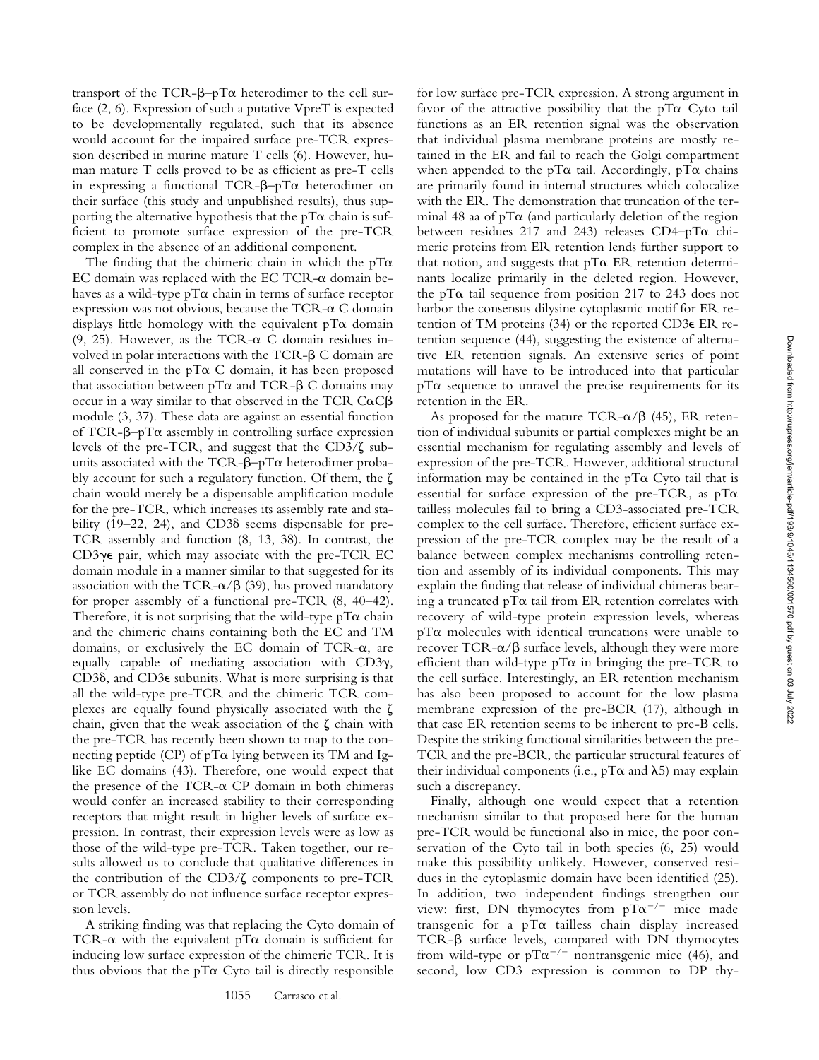transport of the TCR-β–pTα heterodimer to the cell surface (2, 6). Expression of such a putative VpreT is expected to be developmentally regulated, such that its absence would account for the impaired surface pre-TCR expression described in murine mature T cells (6). However, human mature T cells proved to be as efficient as pre-T cells in expressing a functional TCR-β–pTα heterodimer on their surface (this study and unpublished results), thus supporting the alternative hypothesis that the pTα chain is sufficient to promote surface expression of the pre-TCR complex in the absence of an additional component.

The finding that the chimeric chain in which the pTα EC domain was replaced with the EC TCR-α domain behaves as a wild-type pTα chain in terms of surface receptor expression was not obvious, because the TCR-α C domain displays little homology with the equivalent pTα domain (9, 25). However, as the TCR-α C domain residues involved in polar interactions with the TCR-β C domain are all conserved in the pTα C domain, it has been proposed that association between pTα and TCR-β C domains may occur in a way similar to that observed in the TCR CαCβ module (3, 37). These data are against an essential function of TCR-β–pTα assembly in controlling surface expression levels of the pre-TCR, and suggest that the CD3/ζ subunits associated with the TCR-β–pTα heterodimer probably account for such a regulatory function. Of them, the ζ chain would merely be a dispensable amplification module for the pre-TCR, which increases its assembly rate and stability (19–22, 24), and CD3δ seems dispensable for pre-TCR assembly and function (8, 13, 38). In contrast, the CD3γε pair, which may associate with the pre-TCR EC domain module in a manner similar to that suggested for its association with the TCR-α/β (39), has proved mandatory for proper assembly of a functional pre-TCR (8, 40–42). Therefore, it is not surprising that the wild-type pTα chain and the chimeric chains containing both the EC and TM domains, or exclusively the EC domain of TCR-α, are equally capable of mediating association with CD3γ, CD3δ, and CD3ε subunits. What is more surprising is that all the wild-type pre-TCR and the chimeric TCR complexes are equally found physically associated with the ζ chain, given that the weak association of the ζ chain with the pre-TCR has recently been shown to map to the connecting peptide (CP) of pTα lying between its TM and Ig-like EC domains (43). Therefore, one would expect that the presence of the TCR-α CP domain in both chimeras would confer an increased stability to their corresponding receptors that might result in higher levels of surface expression. In contrast, their expression levels were as low as those of the wild-type pre-TCR. Taken together, our results allowed us to conclude that qualitative differences in the contribution of the CD3/ζ components to pre-TCR or TCR assembly do not influence surface receptor expression levels.

A striking finding was that replacing the Cyto domain of TCR-α with the equivalent pTα domain is sufficient for inducing low surface expression of the chimeric TCR. It is thus obvious that the pTα Cyto tail is directly responsible for low surface pre-TCR expression. A strong argument in favor of the attractive possibility that the pTα Cyto tail functions as an ER retention signal was the observation that individual plasma membrane proteins are mostly retained in the ER and fail to reach the Golgi compartment when appended to the pTα tail. Accordingly, pTα chains are primarily found in internal structures which colocalize with the ER. The demonstration that truncation of the terminal 48 aa of pTα (and particularly deletion of the region between residues 217 and 243) releases CD4–pTα chimeric proteins from ER retention lends further support to that notion, and suggests that pTα ER retention determinants localize primarily in the deleted region. However, the pTα tail sequence from position 217 to 243 does not harbor the consensus dilysine cytoplasmic motif for ER retention of TM proteins (34) or the reported CD3ε ER retention sequence (44), suggesting the existence of alternative ER retention signals. An extensive series of point mutations will have to be introduced into that particular pTα sequence to unravel the precise requirements for its retention in the ER.

As proposed for the mature TCR-α/β (45), ER retention of individual subunits or partial complexes might be an essential mechanism for regulating assembly and levels of expression of the pre-TCR. However, additional structural information may be contained in the pTα Cyto tail that is essential for surface expression of the pre-TCR, as pTα tailless molecules fail to bring a CD3-associated pre-TCR complex to the cell surface. Therefore, efficient surface expression of the pre-TCR complex may be the result of a balance between complex mechanisms controlling retention and assembly of its individual components. This may explain the finding that release of individual chimeras bearing a truncated pTα tail from ER retention correlates with recovery of wild-type protein expression levels, whereas pTα molecules with identical truncations were unable to recover TCR-α/β surface levels, although they were more efficient than wild-type pTα in bringing the pre-TCR to the cell surface. Interestingly, an ER retention mechanism has also been proposed to account for the low plasma membrane expression of the pre-BCR (17), although in that case ER retention seems to be inherent to pre-B cells. Despite the striking functional similarities between the pre-TCR and the pre-BCR, the particular structural features of their individual components (i.e., pTα and λ5) may explain such a discrepancy.

Finally, although one would expect that a retention mechanism similar to that proposed here for the human pre-TCR would be functional also in mice, the poor conservation of the Cyto tail in both species (6, 25) would make this possibility unlikely. However, conserved residues in the cytoplasmic domain have been identified (25). In addition, two independent findings strengthen our view: first, DN thymocytes from $pT\alpha^{-/-}$ mice made transgenic for a pTα tailless chain display increased TCR-β surface levels, compared with DN thymocytes from wild-type or $pT\alpha^{-/-}$ nontransgenic mice (46), and second, low CD3 expression is common to DP thy-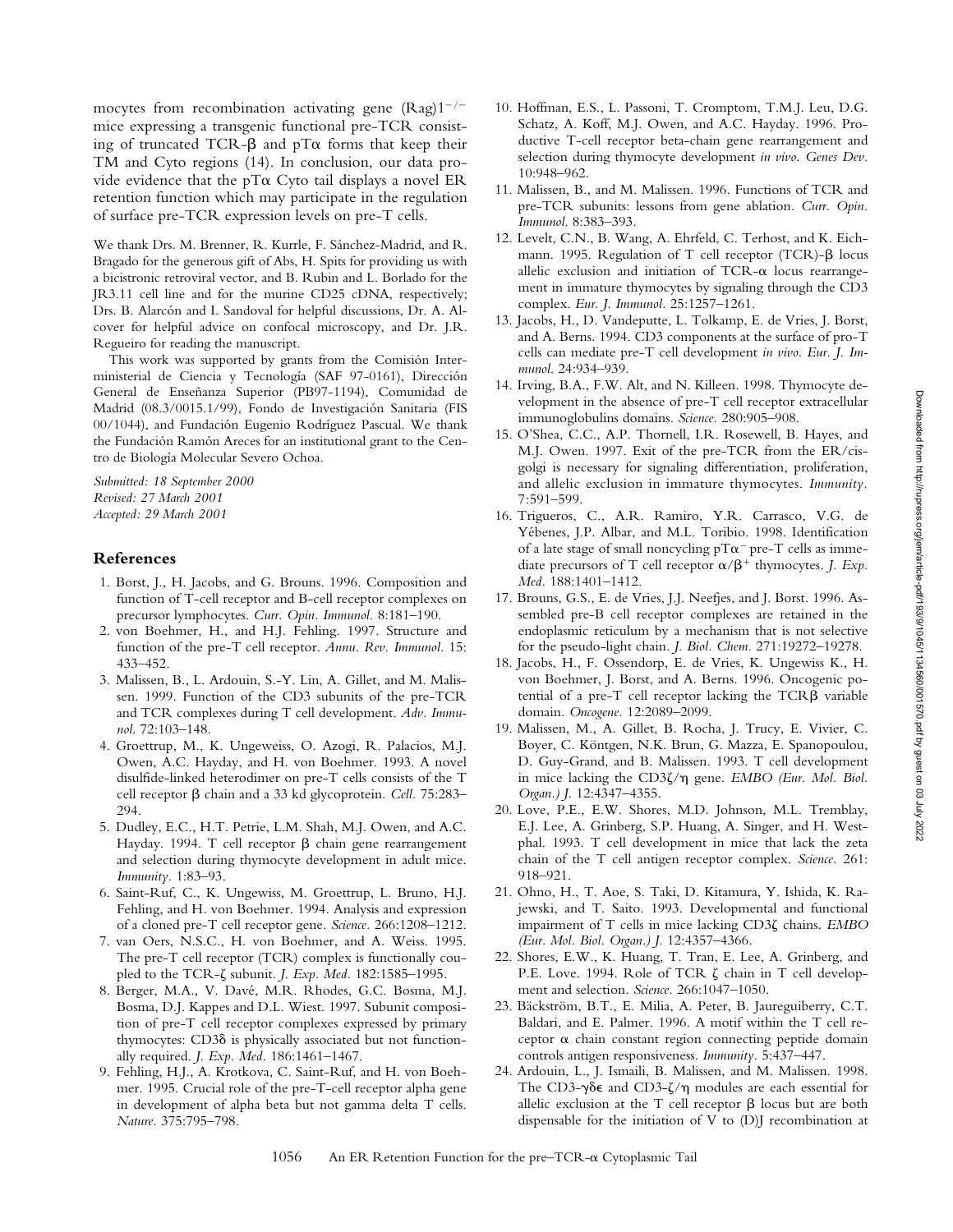mocytes from recombination activating gene $(Rag)1^{-/-}$ mice expressing a transgenic functional pre-TCR consisting of truncated TCR-β and pTα forms that keep their TM and Cyto regions (14). In conclusion, our data provide evidence that the pTα Cyto tail displays a novel ER retention function which may participate in the regulation of surface pre-TCR expression levels on pre-T cells.

We thank Drs. M. Brenner, R. Kurrle, F. Sánchez-Madrid, and R. Bragado for the generous gift of Abs, H. Spits for providing us with a bicistronic retroviral vector, and B. Rubin and L. Borlado for the JR3.11 cell line and for the murine CD25 cDNA, respectively; Drs. B. Alarcón and I. Sandoval for helpful discussions, Dr. A. Alcover for helpful advice on confocal microscopy, and Dr. J.R. Regueiro for reading the manuscript.

This work was supported by grants from the Comisión Interministerial de Ciencia y Tecnología (SAF 97-0161), Dirección General de Enseñanza Superior (PB97-1194), Comunidad de Madrid (08.3/0015.1/99), Fondo de Investigación Sanitaria (FIS 00/1044), and Fundación Eugenio Rodríguez Pascual. We thank the Fundación Ramón Areces for an institutional grant to the Centro de Biología Molecular Severo Ochoa.

*Submitted: 18 September 2000*
*Revised: 27 March 2001*
*Accepted: 29 March 2001*

## References

1. Borst, J., H. Jacobs, and G. Brouns. 1996. Composition and function of T-cell receptor and B-cell receptor complexes on precursor lymphocytes. *Curr. Opin. Immunol.* 8:181–190.
2. von Boehmer, H., and H.J. Fehling. 1997. Structure and function of the pre-T cell receptor. *Annu. Rev. Immunol.* 15: 433–452.
3. Malissen, B., L. Ardouin, S.-Y. Lin, A. Gillet, and M. Malissen. 1999. Function of the CD3 subunits of the pre-TCR and TCR complexes during T cell development. *Adv. Immunol.* 72:103–148.
4. Groettrup, M., K. Ungeweiss, O. Azogi, R. Palacios, M.J. Owen, A.C. Hayday, and H. von Boehmer. 1993. A novel disulfide-linked heterodimer on pre-T cells consists of the T cell receptor β chain and a 33 kd glycoprotein. *Cell.* 75:283–294.
5. Dudley, E.C., H.T. Petrie, L.M. Shah, M.J. Owen, and A.C. Hayday. 1994. T cell receptor β chain gene rearrangement and selection during thymocyte development in adult mice. *Immunity.* 1:83–93.
6. Saint-Ruf, C., K. Ungewiss, M. Groettrup, L. Bruno, H.J. Fehling, and H. von Boehmer. 1994. Analysis and expression of a cloned pre-T cell receptor gene. *Science.* 266:1208–1212.
7. van Oers, N.S.C., H. von Boehmer, and A. Weiss. 1995. The pre-T cell receptor (TCR) complex is functionally coupled to the TCR-ζ subunit. *J. Exp. Med.* 182:1585–1995.
8. Berger, M.A., V. Davé, M.R. Rhodes, G.C. Bosma, M.J. Bosma, D.J. Kappes and D.L. Wiest. 1997. Subunit composition of pre-T cell receptor complexes expressed by primary thymocytes: CD3δ is physically associated but not functionally required. *J. Exp. Med.* 186:1461–1467.
9. Fehling, H.J., A. Krotkova, C. Saint-Ruf, and H. von Boehmer. 1995. Crucial role of the pre-T-cell receptor alpha gene in development of alpha beta but not gamma delta T cells. *Nature.* 375:795–798.
10. Hoffman, E.S., L. Passoni, T. Cromptom, T.M.J. Leu, D.G. Schatz, A. Koff, M.J. Owen, and A.C. Hayday. 1996. Productive T-cell receptor beta-chain gene rearrangement and selection during thymocyte development *in vivo*. *Genes Dev.* 10:948–962.
11. Malissen, B., and M. Malissen. 1996. Functions of TCR and pre-TCR subunits: lessons from gene ablation. *Curr. Opin. Immunol.* 8:383–393.
12. Levelt, C.N., B. Wang, A. Ehrfeld, C. Terhost, and K. Eichmann. 1995. Regulation of T cell receptor (TCR)-β locus allelic exclusion and initiation of TCR-α locus rearrangement in immature thymocytes by signaling through the CD3 complex. *Eur. J. Immunol.* 25:1257–1261.
13. Jacobs, H., D. Vandeputte, L. Tolkamp, E. de Vries, J. Borst, and A. Berns. 1994. CD3 components at the surface of pro-T cells can mediate pre-T cell development *in vivo*. *Eur. J. Immunol.* 24:934–939.
14. Irving, B.A., F.W. Alt, and N. Killeen. 1998. Thymocyte development in the absence of pre-T cell receptor extracellular immunoglobulins domains. *Science.* 280:905–908.
15. O'Shea, C.C., A.P. Thornell, I.R. Rosewell, B. Hayes, and M.J. Owen. 1997. Exit of the pre-TCR from the ER/cis-golgi is necessary for signaling differentiation, proliferation, and allelic exclusion in immature thymocytes. *Immunity.* 7:591–599.
16. Trigueros, C., A.R. Ramiro, Y.R. Carrasco, V.G. de Yébenes, J.P. Albar, and M.L. Toribio. 1998. Identification of a late stage of small noncycling $pT\alpha^{-}$ pre-T cells as immediate precursors of T cell receptor $\alpha/\beta^{+}$ thymocytes. *J. Exp. Med.* 188:1401–1412.
17. Brouns, G.S., E. de Vries, J.J. Neefjes, and J. Borst. 1996. Assembled pre-B cell receptor complexes are retained in the endoplasmic reticulum by a mechanism that is not selective for the pseudo-light chain. *J. Biol. Chem.* 271:19272–19278.
18. Jacobs, H., F. Ossendorp, E. de Vries, K. Ungewiss K., H. von Boehmer, J. Borst, and A. Berns. 1996. Oncogenic potential of a pre-T cell receptor lacking the TCRβ variable domain. *Oncogene.* 12:2089–2099.
19. Malissen, M., A. Gillet, B. Rocha, J. Trucy, E. Vivier, C. Boyer, C. Köntgen, N.K. Brun, G. Mazza, E. Spanopoulou, D. Guy-Grand, and B. Malissen. 1993. T cell development in mice lacking the CD3ζ/η gene. *EMBO (Eur. Mol. Biol. Organ.) J.* 12:4347–4355.
20. Love, P.E., E.W. Shores, M.D. Johnson, M.L. Tremblay, E.J. Lee, A. Grinberg, S.P. Huang, A. Singer, and H. Westphal. 1993. T cell development in mice that lack the zeta chain of the T cell antigen receptor complex. *Science.* 261: 918–921.
21. Ohno, H., T. Aoe, S. Taki, D. Kitamura, Y. Ishida, K. Rajewski, and T. Saito. 1993. Developmental and functional impairment of T cells in mice lacking CD3ζ chains. *EMBO (Eur. Mol. Biol. Organ.) J.* 12:4357–4366.
22. Shores, E.W., K. Huang, T. Tran, E. Lee, A. Grinberg, and P.E. Love. 1994. Role of TCR ζ chain in T cell development and selection. *Science.* 266:1047–1050.
23. Bäckström, B.T., E. Milia, A. Peter, B. Jaureguiberry, C.T. Baldari, and E. Palmer. 1996. A motif within the T cell receptor α chain constant region connecting peptide domain controls antigen responsiveness. *Immunity.* 5:437–447.
24. Ardouin, L., J. Ismaili, B. Malissen, and M. Malissen. 1998. The CD3-γδε and CD3-ζ/η modules are each essential for allelic exclusion at the T cell receptor β locus but are both dispensable for the initiation of V to (D)J recombination at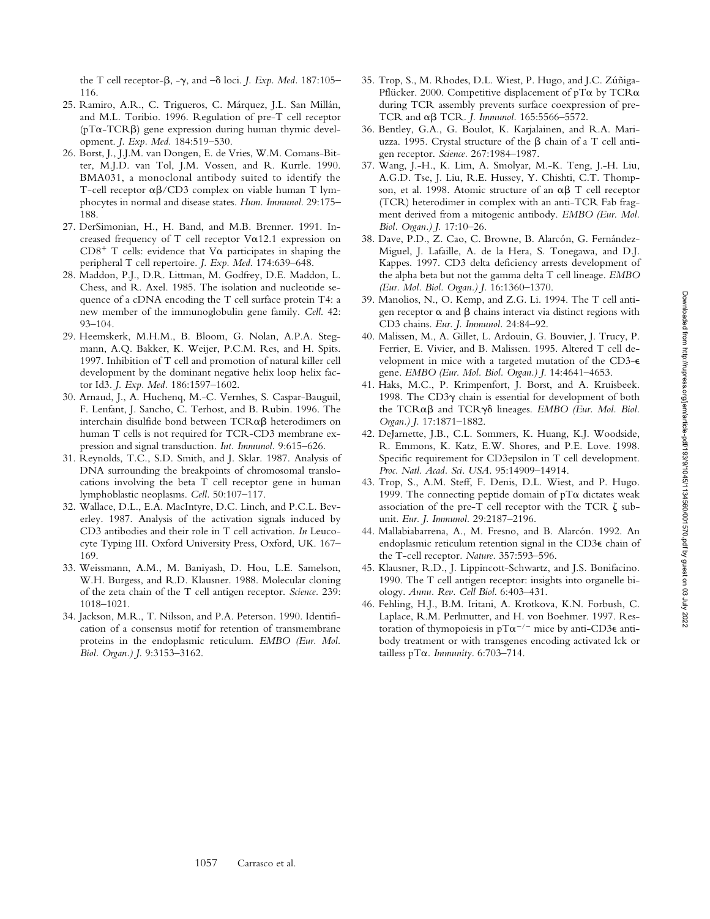the T cell receptor-β, -γ, and –δ loci. *J. Exp. Med.* 187:105–116.

25. Ramiro, A.R., C. Trigueros, C. Márquez, J.L. San Millán, and M.L. Toribio. 1996. Regulation of pre-T cell receptor (pTα-TCRβ) gene expression during human thymic development. *J. Exp. Med.* 184:519–530.
26. Borst, J., J.J.M. van Dongen, E. de Vries, W.M. Comans-Bitter, M.J.D. van Tol, J.M. Vossen, and R. Kurrle. 1990. BMA031, a monoclonal antibody suited to identify the T-cell receptor αβ/CD3 complex on viable human T lymphocytes in normal and disease states. *Hum. Immunol.* 29:175–188.
27. DerSimonian, H., H. Band, and M.B. Brenner. 1991. Increased frequency of T cell receptor Vα12.1 expression on $CD8^+$ T cells: evidence that Vα participates in shaping the peripheral T cell repertoire. *J. Exp. Med.* 174:639–648.
28. Maddon, P.J., D.R. Littman, M. Godfrey, D.E. Maddon, L. Chess, and R. Axel. 1985. The isolation and nucleotide sequence of a cDNA encoding the T cell surface protein T4: a new member of the immunoglobulin gene family. *Cell.* 42: 93–104.
29. Heemskerk, M.H.M., B. Bloom, G. Nolan, A.P.A. Stegmann, A.Q. Bakker, K. Weijer, P.C.M. Res, and H. Spits. 1997. Inhibition of T cell and promotion of natural killer cell development by the dominant negative helix loop helix factor Id3. *J. Exp. Med.* 186:1597–1602.
30. Arnaud, J., A. Huchenq, M.-C. Vernhes, S. Caspar-Bauguil, F. Lenfant, J. Sancho, C. Terhost, and B. Rubin. 1996. The interchain disulfide bond between TCRαβ heterodimers on human T cells is not required for TCR-CD3 membrane expression and signal transduction. *Int. Immunol.* 9:615–626.
31. Reynolds, T.C., S.D. Smith, and J. Sklar. 1987. Analysis of DNA surrounding the breakpoints of chromosomal translocations involving the beta T cell receptor gene in human lymphoblastic neoplasms. *Cell.* 50:107–117.
32. Wallace, D.L., E.A. MacIntyre, D.C. Linch, and P.C.L. Beverley. 1987. Analysis of the activation signals induced by CD3 antibodies and their role in T cell activation. *In* Leucocyte Typing III. Oxford University Press, Oxford, UK. 167–169.
33. Weissmann, A.M., M. Baniyash, D. Hou, L.E. Samelson, W.H. Burgess, and R.D. Klausner. 1988. Molecular cloning of the zeta chain of the T cell antigen receptor. *Science.* 239: 1018–1021.
34. Jackson, M.R., T. Nilsson, and P.A. Peterson. 1990. Identification of a consensus motif for retention of transmembrane proteins in the endoplasmic reticulum. *EMBO (Eur. Mol. Biol. Organ.) J.* 9:3153–3162.
35. Trop, S., M. Rhodes, D.L. Wiest, P. Hugo, and J.C. Zúñiga-Pflücker. 2000. Competitive displacement of pTα by TCRα during TCR assembly prevents surface coexpression of pre-TCR and αβ TCR. *J. Immunol.* 165:5566–5572.
36. Bentley, G.A., G. Boulot, K. Karjalainen, and R.A. Mariuzza. 1995. Crystal structure of the β chain of a T cell antigen receptor. *Science.* 267:1984–1987.
37. Wang, J.-H., K. Lim, A. Smolyar, M.-K. Teng, J.-H. Liu, A.G.D. Tse, J. Liu, R.E. Hussey, Y. Chishti, C.T. Thompson, et al. 1998. Atomic structure of an αβ T cell receptor (TCR) heterodimer in complex with an anti-TCR Fab fragment derived from a mitogenic antibody. *EMBO (Eur. Mol. Biol. Organ.) J.* 17:10–26.
38. Dave, P.D., Z. Cao, C. Browne, B. Alarcón, G. Fernández-Miguel, J. Lafaille, A. de la Hera, S. Tonegawa, and D.J. Kappes. 1997. CD3 delta deficiency arrests development of the alpha beta but not the gamma delta T cell lineage. *EMBO (Eur. Mol. Biol. Organ.) J.* 16:1360–1370.
39. Manolios, N., O. Kemp, and Z.G. Li. 1994. The T cell antigen receptor α and β chains interact via distinct regions with CD3 chains. *Eur. J. Immunol.* 24:84–92.
40. Malissen, M., A. Gillet, L. Ardouin, G. Bouvier, J. Trucy, P. Ferrier, E. Vivier, and B. Malissen. 1995. Altered T cell development in mice with a targeted mutation of the CD3-ε gene. *EMBO (Eur. Mol. Biol. Organ.) J.* 14:4641–4653.
41. Haks, M.C., P. Krimpenfort, J. Borst, and A. Kruisbeek. 1998. The CD3γ chain is essential for development of both the TCRαβ and TCRγδ lineages. *EMBO (Eur. Mol. Biol. Organ.) J.* 17:1871–1882.
42. DeJarnette, J.B., C.L. Sommers, K. Huang, K.J. Woodside, R. Emmons, K. Katz, E.W. Shores, and P.E. Love. 1998. Specific requirement for CD3epsilon in T cell development. *Proc. Natl. Acad. Sci. USA.* 95:14909–14914.
43. Trop, S., A.M. Steff, F. Denis, D.L. Wiest, and P. Hugo. 1999. The connecting peptide domain of pTα dictates weak association of the pre-T cell receptor with the TCR ζ subunit. *Eur. J. Immunol.* 29:2187–2196.
44. Mallabiabarrena, A., M. Fresno, and B. Alarcón. 1992. An endoplasmic reticulum retention signal in the CD3ε chain of the T-cell receptor. *Nature.* 357:593–596.
45. Klausner, R.D., J. Lippincott-Schwartz, and J.S. Bonifacino. 1990. The T cell antigen receptor: insights into organelle biology. *Annu. Rev. Cell Biol.* 6:403–431.
46. Fehling, H.J., B.M. Iritani, A. Krotkova, K.N. Forbush, C. Laplace, R.M. Perlmutter, and H. von Boehmer. 1997. Restoration of thymopoiesis in $pT\alpha^{-/-}$ mice by anti-CD3ε antibody treatment or with transgenes encoding activated lck or tailless pTα. *Immunity.* 6:703–714.